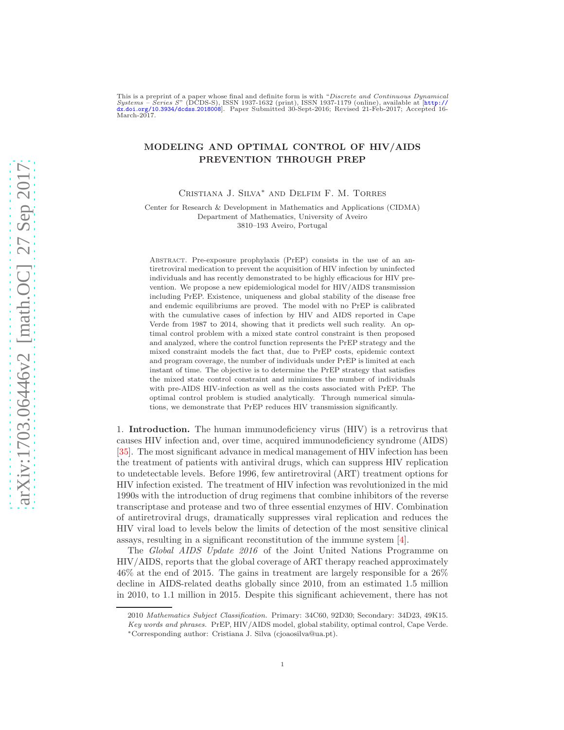This is a preprint of a paper whose final and definite form is with "*Discrete and Continuous Dynamical Systems – Series S*" (DCDS-S), ISSN 1937-1632 (print), ISSN 1937-1179 (online), available at [http://dx.doi.org/10.3934/dcdss.2018008]. Paper Submitted 30-Sept-2016; Revised 21-Feb-2017; Accepted 16-March-2017.

# MODELING AND OPTIMAL CONTROL OF HIV/AIDS PREVENTION THROUGH PREP

Cristiana J. Silva* and Delfim F. M. Torres

Center for Research & Development in Mathematics and Applications (CIDMA)
Department of Mathematics, University of Aveiro
3810–193 Aveiro, Portugal

Abstract. Pre-exposure prophylaxis (PrEP) consists in the use of an antiretroviral medication to prevent the acquisition of HIV infection by uninfected individuals and has recently demonstrated to be highly efficacious for HIV prevention. We propose a new epidemiological model for HIV/AIDS transmission including PrEP. Existence, uniqueness and global stability of the disease free and endemic equilibriums are proved. The model with no PrEP is calibrated with the cumulative cases of infection by HIV and AIDS reported in Cape Verde from 1987 to 2014, showing that it predicts well such reality. An optimal control problem with a mixed state control constraint is then proposed and analyzed, where the control function represents the PrEP strategy and the mixed constraint models the fact that, due to PrEP costs, epidemic context and program coverage, the number of individuals under PrEP is limited at each instant of time. The objective is to determine the PrEP strategy that satisfies the mixed state control constraint and minimizes the number of individuals with pre-AIDS HIV-infection as well as the costs associated with PrEP. The optimal control problem is studied analytically. Through numerical simulations, we demonstrate that PrEP reduces HIV transmission significantly.

## 1. Introduction.

The human immunodeficiency virus (HIV) is a retrovirus that causes HIV infection and, over time, acquired immunodeficiency syndrome (AIDS) [35]. The most significant advance in medical management of HIV infection has been the treatment of patients with antiviral drugs, which can suppress HIV replication to undetectable levels. Before 1996, few antiretroviral (ART) treatment options for HIV infection existed. The treatment of HIV infection was revolutionized in the mid 1990s with the introduction of drug regimens that combine inhibitors of the reverse transcriptase and protease and two of three essential enzymes of HIV. Combination of antiretroviral drugs, dramatically suppresses viral replication and reduces the HIV viral load to levels below the limits of detection of the most sensitive clinical assays, resulting in a significant reconstitution of the immune system [4].

The *Global AIDS Update 2016* of the Joint United Nations Programme on HIV/AIDS, reports that the global coverage of ART therapy reached approximately 46% at the end of 2015. The gains in treatment are largely responsible for a 26% decline in AIDS-related deaths globally since 2010, from an estimated 1.5 million in 2010, to 1.1 million in 2015. Despite this significant achievement, there has not

2010 *Mathematics Subject Classification.* Primary: 34C60, 92D30; Secondary: 34D23, 49K15.

*Key words and phrases.* PrEP, HIV/AIDS model, global stability, optimal control, Cape Verde.

*Corresponding author: Cristiana J. Silva (cjoaosilva@ua.pt).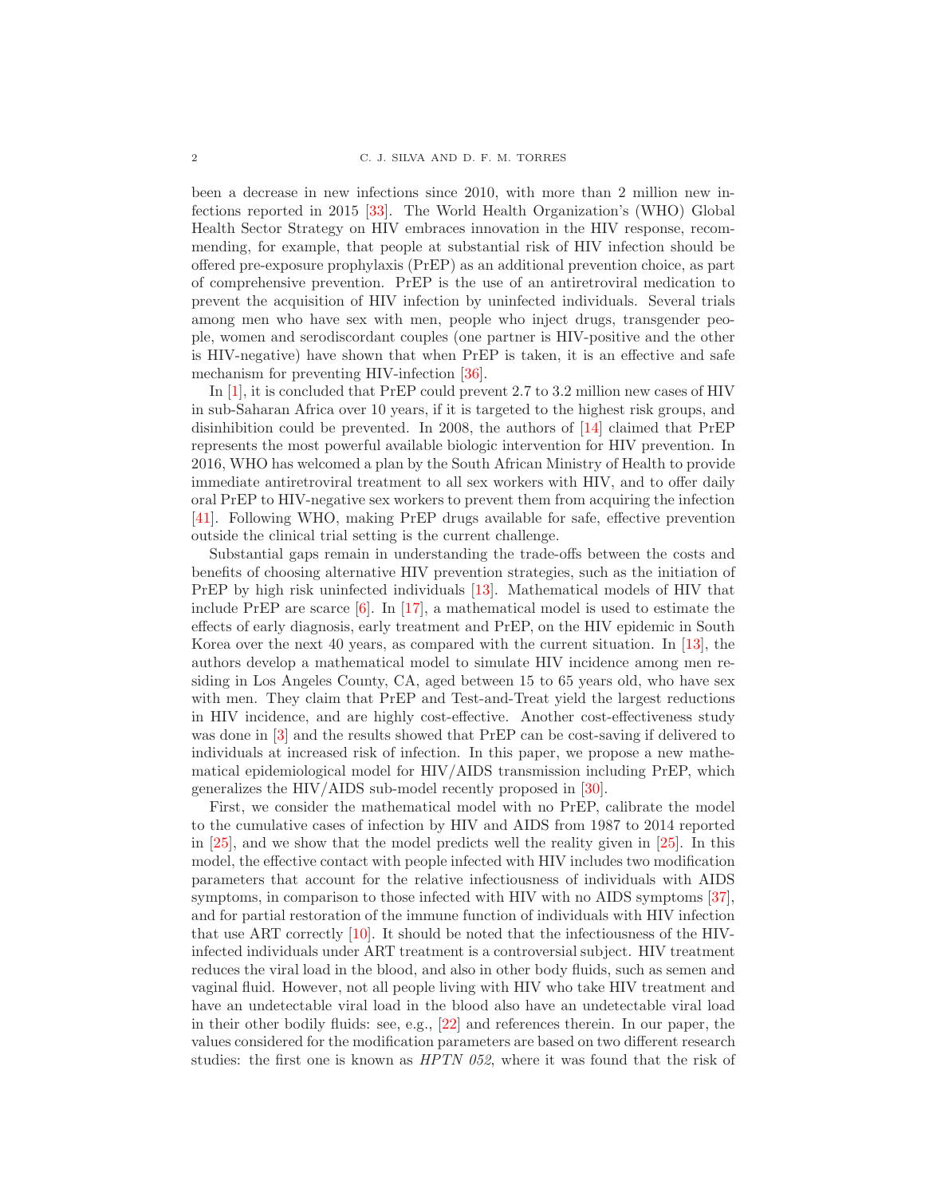been a decrease in new infections since 2010, with more than 2 million new infections reported in 2015 [33]. The World Health Organization's (WHO) Global Health Sector Strategy on HIV embraces innovation in the HIV response, recommending, for example, that people at substantial risk of HIV infection should be offered pre-exposure prophylaxis (PrEP) as an additional prevention choice, as part of comprehensive prevention. PrEP is the use of an antiretroviral medication to prevent the acquisition of HIV infection by uninfected individuals. Several trials among men who have sex with men, people who inject drugs, transgender people, women and serodiscordant couples (one partner is HIV-positive and the other is HIV-negative) have shown that when PrEP is taken, it is an effective and safe mechanism for preventing HIV-infection [36].

In [1], it is concluded that PrEP could prevent 2.7 to 3.2 million new cases of HIV in sub-Saharan Africa over 10 years, if it is targeted to the highest risk groups, and disinhibition could be prevented. In 2008, the authors of [14] claimed that PrEP represents the most powerful available biologic intervention for HIV prevention. In 2016, WHO has welcomed a plan by the South African Ministry of Health to provide immediate antiretroviral treatment to all sex workers with HIV, and to offer daily oral PrEP to HIV-negative sex workers to prevent them from acquiring the infection [41]. Following WHO, making PrEP drugs available for safe, effective prevention outside the clinical trial setting is the current challenge.

Substantial gaps remain in understanding the trade-offs between the costs and benefits of choosing alternative HIV prevention strategies, such as the initiation of PrEP by high risk uninfected individuals [13]. Mathematical models of HIV that include PrEP are scarce [6]. In [17], a mathematical model is used to estimate the effects of early diagnosis, early treatment and PrEP, on the HIV epidemic in South Korea over the next 40 years, as compared with the current situation. In [13], the authors develop a mathematical model to simulate HIV incidence among men residing in Los Angeles County, CA, aged between 15 to 65 years old, who have sex with men. They claim that PrEP and Test-and-Treat yield the largest reductions in HIV incidence, and are highly cost-effective. Another cost-effectiveness study was done in [3] and the results showed that PrEP can be cost-saving if delivered to individuals at increased risk of infection. In this paper, we propose a new mathematical epidemiological model for HIV/AIDS transmission including PrEP, which generalizes the HIV/AIDS sub-model recently proposed in [30].

First, we consider the mathematical model with no PrEP, calibrate the model to the cumulative cases of infection by HIV and AIDS from 1987 to 2014 reported in [25], and we show that the model predicts well the reality given in [25]. In this model, the effective contact with people infected with HIV includes two modification parameters that account for the relative infectiousness of individuals with AIDS symptoms, in comparison to those infected with HIV with no AIDS symptoms [37], and for partial restoration of the immune function of individuals with HIV infection that use ART correctly [10]. It should be noted that the infectiousness of the HIV-infected individuals under ART treatment is a controversial subject. HIV treatment reduces the viral load in the blood, and also in other body fluids, such as semen and vaginal fluid. However, not all people living with HIV who take HIV treatment and have an undetectable viral load in the blood also have an undetectable viral load in their other bodily fluids: see, e.g., [22] and references therein. In our paper, the values considered for the modification parameters are based on two different research studies: the first one is known as *HPTN 052*, where it was found that the risk of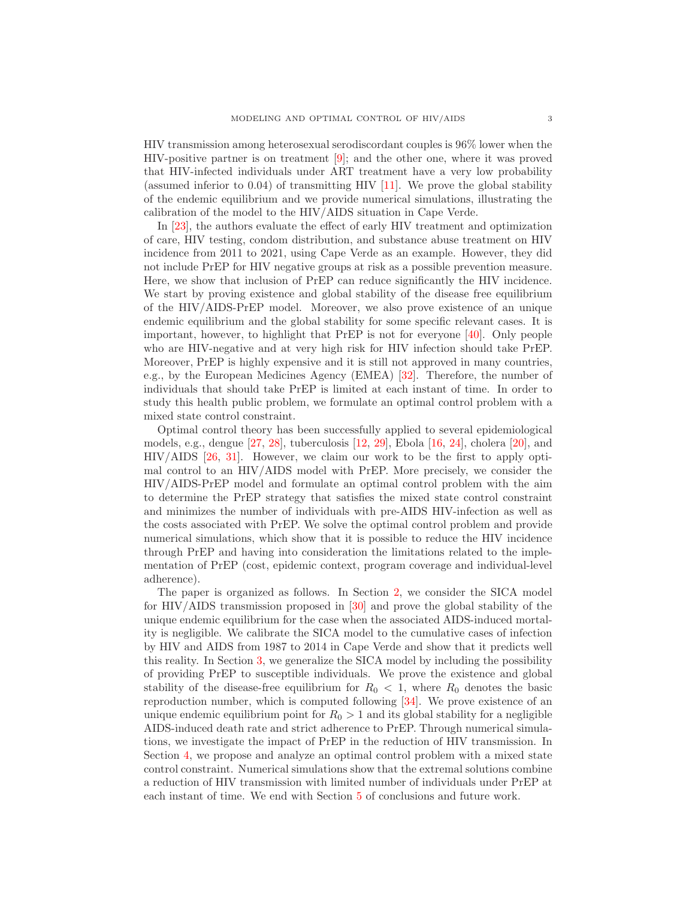HIV transmission among heterosexual serodiscordant couples is 96% lower when the HIV-positive partner is on treatment [9]; and the other one, where it was proved that HIV-infected individuals under ART treatment have a very low probability (assumed inferior to 0.04) of transmitting HIV [11]. We prove the global stability of the endemic equilibrium and we provide numerical simulations, illustrating the calibration of the model to the HIV/AIDS situation in Cape Verde.

In [23], the authors evaluate the effect of early HIV treatment and optimization of care, HIV testing, condom distribution, and substance abuse treatment on HIV incidence from 2011 to 2021, using Cape Verde as an example. However, they did not include PrEP for HIV negative groups at risk as a possible prevention measure. Here, we show that inclusion of PrEP can reduce significantly the HIV incidence. We start by proving existence and global stability of the disease free equilibrium of the HIV/AIDS-PrEP model. Moreover, we also prove existence of an unique endemic equilibrium and the global stability for some specific relevant cases. It is important, however, to highlight that PrEP is not for everyone [40]. Only people who are HIV-negative and at very high risk for HIV infection should take PrEP. Moreover, PrEP is highly expensive and it is still not approved in many countries, e.g., by the European Medicines Agency (EMEA) [32]. Therefore, the number of individuals that should take PrEP is limited at each instant of time. In order to study this health public problem, we formulate an optimal control problem with a mixed state control constraint.

Optimal control theory has been successfully applied to several epidemiological models, e.g., dengue [27, 28], tuberculosis [12, 29], Ebola [16, 24], cholera [20], and HIV/AIDS [26, 31]. However, we claim our work to be the first to apply optimal control to an HIV/AIDS model with PrEP. More precisely, we consider the HIV/AIDS-PrEP model and formulate an optimal control problem with the aim to determine the PrEP strategy that satisfies the mixed state control constraint and minimizes the number of individuals with pre-AIDS HIV-infection as well as the costs associated with PrEP. We solve the optimal control problem and provide numerical simulations, which show that it is possible to reduce the HIV incidence through PrEP and having into consideration the limitations related to the implementation of PrEP (cost, epidemic context, program coverage and individual-level adherence).

The paper is organized as follows. In Section 2, we consider the SICA model for HIV/AIDS transmission proposed in [30] and prove the global stability of the unique endemic equilibrium for the case when the associated AIDS-induced mortality is negligible. We calibrate the SICA model to the cumulative cases of infection by HIV and AIDS from 1987 to 2014 in Cape Verde and show that it predicts well this reality. In Section 3, we generalize the SICA model by including the possibility of providing PrEP to susceptible individuals. We prove the existence and global stability of the disease-free equilibrium for $R_0 < 1$, where $R_0$ denotes the basic reproduction number, which is computed following [34]. We prove existence of an unique endemic equilibrium point for $R_0 > 1$ and its global stability for a negligible AIDS-induced death rate and strict adherence to PrEP. Through numerical simulations, we investigate the impact of PrEP in the reduction of HIV transmission. In Section 4, we propose and analyze an optimal control problem with a mixed state control constraint. Numerical simulations show that the extremal solutions combine a reduction of HIV transmission with limited number of individuals under PrEP at each instant of time. We end with Section 5 of conclusions and future work.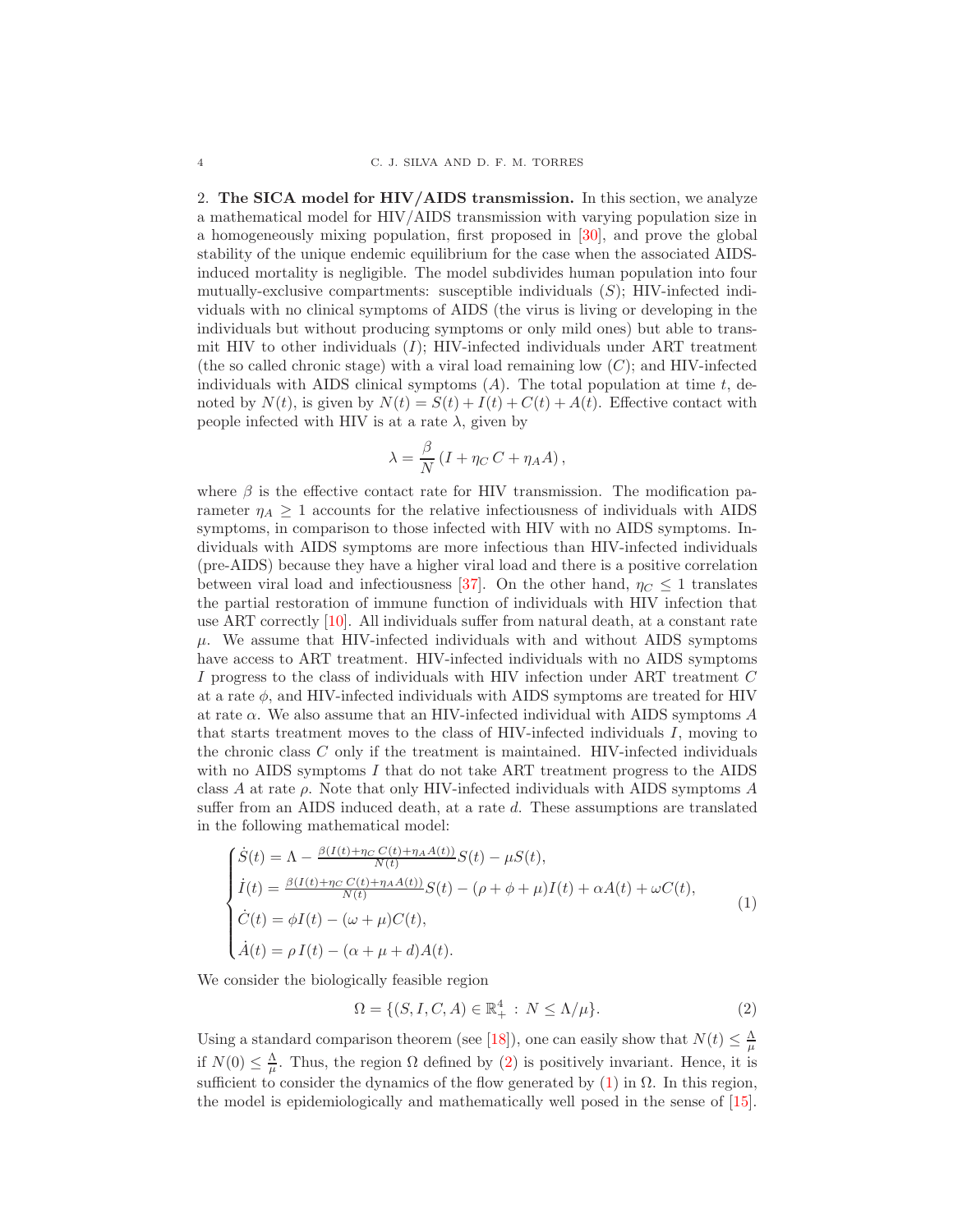2. **The SICA model for HIV/AIDS transmission.** In this section, we analyze a mathematical model for HIV/AIDS transmission with varying population size in a homogeneously mixing population, first proposed in [30], and prove the global stability of the unique endemic equilibrium for the case when the associated AIDS-induced mortality is negligible. The model subdivides human population into four mutually-exclusive compartments: susceptible individuals ($S$); HIV-infected individuals with no clinical symptoms of AIDS (the virus is living or developing in the individuals but without producing symptoms or only mild ones) but able to transmit HIV to other individuals ($I$); HIV-infected individuals under ART treatment (the so called chronic stage) with a viral load remaining low ($C$); and HIV-infected individuals with AIDS clinical symptoms ($A$). The total population at time $t$, denoted by $N(t)$, is given by $N(t) = S(t) + I(t) + C(t) + A(t)$. Effective contact with people infected with HIV is at a rate $\lambda$, given by

$$\lambda = \frac{\beta}{N} \left( I + \eta_C \, C + \eta_A A \right),$$

where $\beta$ is the effective contact rate for HIV transmission. The modification parameter $\eta_A \geq 1$ accounts for the relative infectiousness of individuals with AIDS symptoms, in comparison to those infected with HIV with no AIDS symptoms. Individuals with AIDS symptoms are more infectious than HIV-infected individuals (pre-AIDS) because they have a higher viral load and there is a positive correlation between viral load and infectiousness [37]. On the other hand, $\eta_C \leq 1$ translates the partial restoration of immune function of individuals with HIV infection that use ART correctly [10]. All individuals suffer from natural death, at a constant rate $\mu$. We assume that HIV-infected individuals with and without AIDS symptoms have access to ART treatment. HIV-infected individuals with no AIDS symptoms $I$ progress to the class of individuals with HIV infection under ART treatment $C$ at a rate $\phi$, and HIV-infected individuals with AIDS symptoms are treated for HIV at rate $\alpha$. We also assume that an HIV-infected individual with AIDS symptoms $A$ that starts treatment moves to the class of HIV-infected individuals $I$, moving to the chronic class $C$ only if the treatment is maintained. HIV-infected individuals with no AIDS symptoms $I$ that do not take ART treatment progress to the AIDS class $A$ at rate $\rho$. Note that only HIV-infected individuals with AIDS symptoms $A$ suffer from an AIDS induced death, at a rate $d$. These assumptions are translated in the following mathematical model:

$$\begin{cases} \dot{S}(t) = \Lambda - \frac{\beta(I(t) + \eta_C \, C(t) + \eta_A A(t))}{N(t)} S(t) - \mu S(t), \\ \dot{I}(t) = \frac{\beta(I(t) + \eta_C \, C(t) + \eta_A A(t))}{N(t)} S(t) - (\rho + \phi + \mu) I(t) + \alpha A(t) + \omega C(t), \\ \dot{C}(t) = \phi I(t) - (\omega + \mu) C(t), \\ \dot{A}(t) = \rho \, I(t) - (\alpha + \mu + d) A(t). \end{cases} \tag{1}$$

We consider the biologically feasible region

$$\Omega = \{ (S, I, C, A) \in \mathbb{R}^4_+ \, : \, N \leq \Lambda/\mu \}. \tag{2}$$

Using a standard comparison theorem (see [18]), one can easily show that $N(t) \leq \frac{\Lambda}{\mu}$ if $N(0) \leq \frac{\Lambda}{\mu}$. Thus, the region $\Omega$ defined by (2) is positively invariant. Hence, it is sufficient to consider the dynamics of the flow generated by (1) in $\Omega$. In this region, the model is epidemiologically and mathematically well posed in the sense of [15].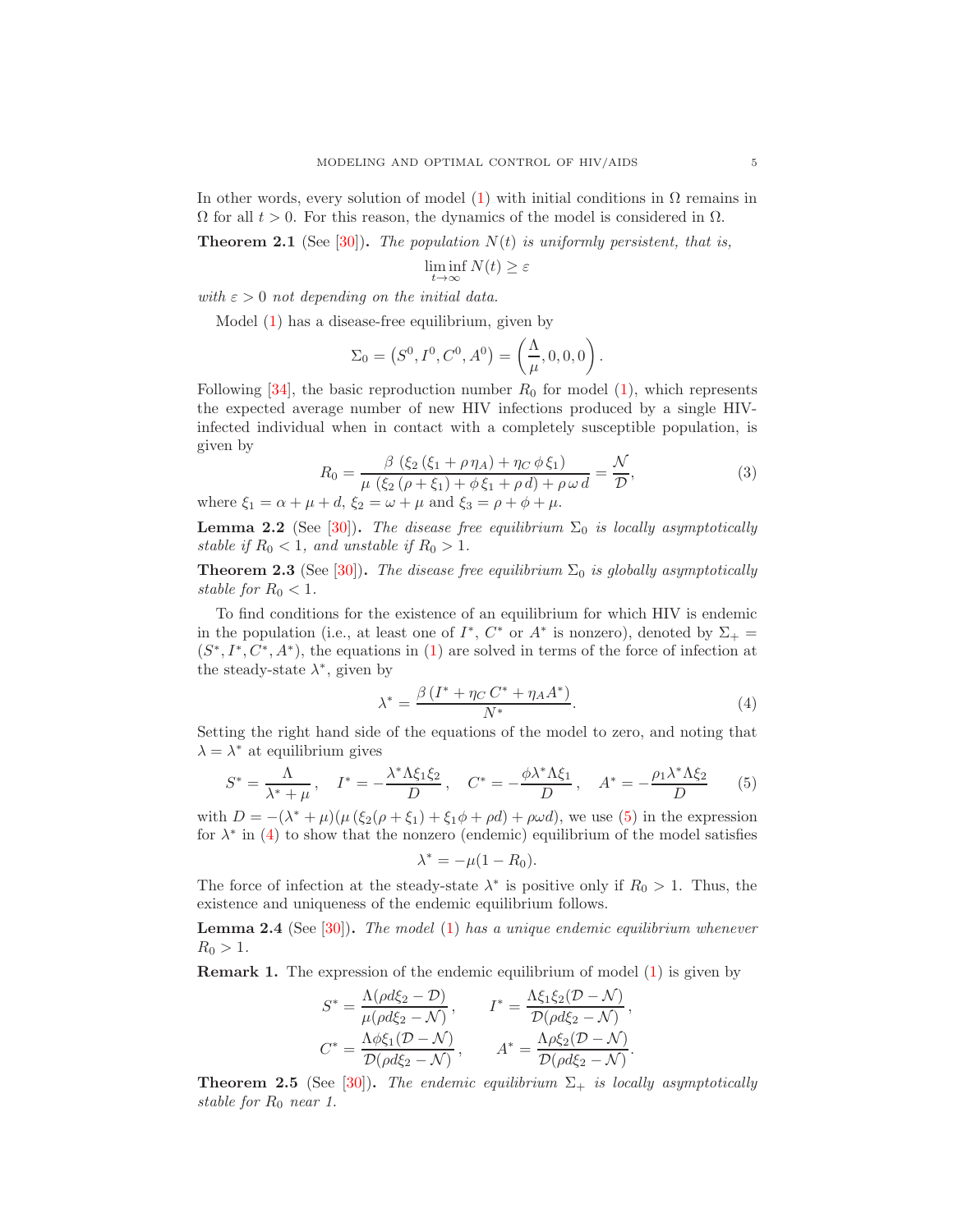In other words, every solution of model (1) with initial conditions in $\Omega$ remains in $\Omega$ for all $t > 0$. For this reason, the dynamics of the model is considered in $\Omega$.

**Theorem 2.1** (See [30])**.** *The population $N(t)$ is uniformly persistent, that is,*

$$\liminf_{t\to\infty} N(t) \geq \varepsilon$$

*with $\varepsilon > 0$ not depending on the initial data.*

Model (1) has a disease-free equilibrium, given by

$$\Sigma_0 = \left(S^0, I^0, C^0, A^0\right) = \left(\frac{\Lambda}{\mu}, 0, 0, 0\right).$$

Following [34], the basic reproduction number $R_0$ for model (1), which represents the expected average number of new HIV infections produced by a single HIV-infected individual when in contact with a completely susceptible population, is given by

$$R_0 = \frac{\beta\,\left(\xi_2\,(\xi_1 + \rho\,\eta_A) + \eta_C\,\phi\,\xi_1\right)}{\mu\,\left(\xi_2\,(\rho + \xi_1) + \phi\,\xi_1 + \rho\,d\right) + \rho\,\omega\,d} = \frac{\mathcal{N}}{\mathcal{D}}, \tag{3}$$

where $\xi_1 = \alpha + \mu + d$, $\xi_2 = \omega + \mu$ and $\xi_3 = \rho + \phi + \mu$.

**Lemma 2.2** (See [30])**.** *The disease free equilibrium $\Sigma_0$ is locally asymptotically stable if $R_0 < 1$, and unstable if $R_0 > 1$.*

**Theorem 2.3** (See [30])**.** *The disease free equilibrium $\Sigma_0$ is globally asymptotically stable for $R_0 < 1$.*

To find conditions for the existence of an equilibrium for which HIV is endemic in the population (i.e., at least one of $I^*$, $C^*$ or $A^*$ is nonzero), denoted by $\Sigma_+ = (S^*, I^*, C^*, A^*)$, the equations in (1) are solved in terms of the force of infection at the steady-state $\lambda^*$, given by

$$\lambda^* = \frac{\beta\,(I^* + \eta_C\,C^* + \eta_A A^*)}{N^*}. \tag{4}$$

Setting the right hand side of the equations of the model to zero, and noting that $\lambda = \lambda^*$ at equilibrium gives

$$S^* = \frac{\Lambda}{\lambda^* + \mu}\,, \quad I^* = -\frac{\lambda^* \Lambda \xi_1 \xi_2}{D}\,, \quad C^* = -\frac{\phi \lambda^* \Lambda \xi_1}{D}\,, \quad A^* = -\frac{\rho_1 \lambda^* \Lambda \xi_2}{D} \tag{5}$$

with $D = -(\lambda^* + \mu)(\mu\,(\xi_2(\rho + \xi_1) + \xi_1 \phi + \rho d) + \rho \omega d)$, we use (5) in the expression for $\lambda^*$ in (4) to show that the nonzero (endemic) equilibrium of the model satisfies

$$\lambda^* = -\mu(1 - R_0).$$

The force of infection at the steady-state $\lambda^*$ is positive only if $R_0 > 1$. Thus, the existence and uniqueness of the endemic equilibrium follows.

**Lemma 2.4** (See [30])**.** *The model (1) has a unique endemic equilibrium whenever $R_0 > 1$.*

**Remark 1.** The expression of the endemic equilibrium of model (1) is given by

$$S^* = \frac{\Lambda(\rho d \xi_2 - \mathcal{D})}{\mu(\rho d \xi_2 - \mathcal{N})}\,, \qquad I^* = \frac{\Lambda \xi_1 \xi_2 (\mathcal{D} - \mathcal{N})}{\mathcal{D}(\rho d \xi_2 - \mathcal{N})}\,,$$

$$C^* = \frac{\Lambda \phi \xi_1 (\mathcal{D} - \mathcal{N})}{\mathcal{D}(\rho d \xi_2 - \mathcal{N})}\,, \qquad A^* = \frac{\Lambda \rho \xi_2 (\mathcal{D} - \mathcal{N})}{\mathcal{D}(\rho d \xi_2 - \mathcal{N})}.$$

**Theorem 2.5** (See [30])**.** *The endemic equilibrium $\Sigma_+$ is locally asymptotically stable for $R_0$ near 1.*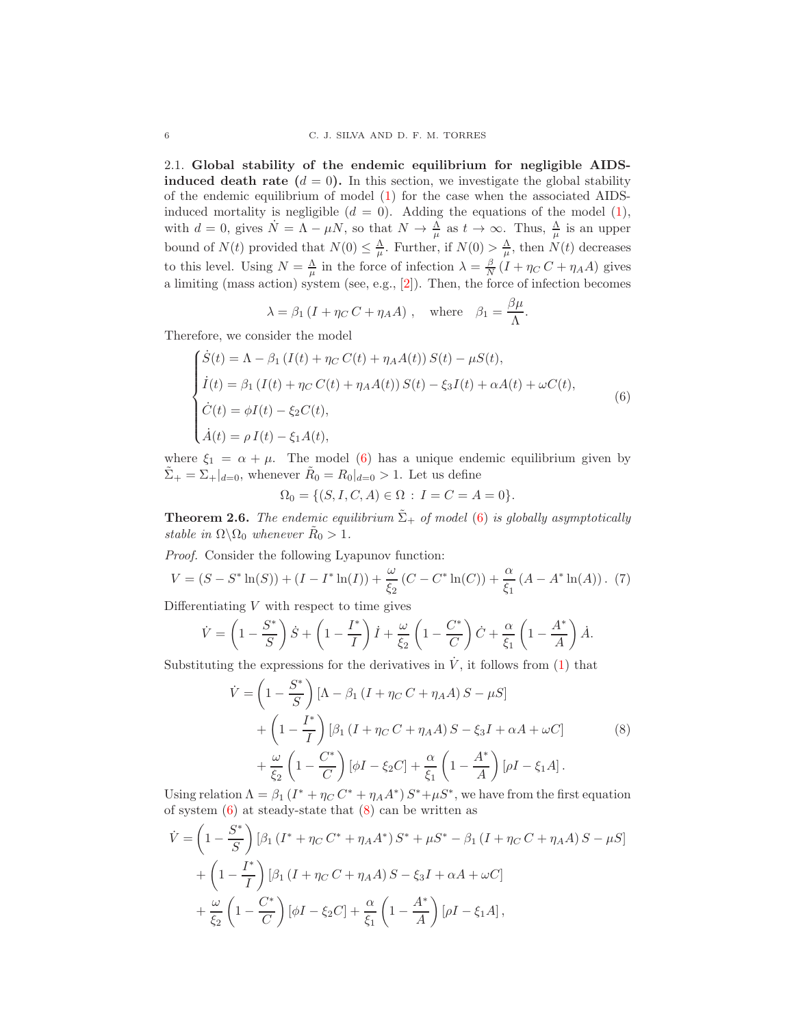### 2.1. Global stability of the endemic equilibrium for negligible AIDS-induced death rate ($d = 0$).

In this section, we investigate the global stability of the endemic equilibrium of model (1) for the case when the associated AIDS-induced mortality is negligible ($d = 0$). Adding the equations of the model (1), with $d = 0$, gives $\dot{N} = \Lambda - \mu N$, so that $N \to \frac{\Lambda}{\mu}$ as $t \to \infty$. Thus, $\frac{\Lambda}{\mu}$ is an upper bound of $N(t)$ provided that $N(0) \leq \frac{\Lambda}{\mu}$. Further, if $N(0) > \frac{\Lambda}{\mu}$, then $N(t)$ decreases to this level. Using $N = \frac{\Lambda}{\mu}$ in the force of infection $\lambda = \frac{\beta}{N}(I + \eta_C C + \eta_A A)$ gives a limiting (mass action) system (see, e.g., [2]). Then, the force of infection becomes

$$\lambda = \beta_1 (I + \eta_C C + \eta_A A), \quad \text{where} \quad \beta_1 = \frac{\beta \mu}{\Lambda}.$$

Therefore, we consider the model

$$\begin{cases} \dot{S}(t) = \Lambda - \beta_1 (I(t) + \eta_C C(t) + \eta_A A(t)) S(t) - \mu S(t), \\ \dot{I}(t) = \beta_1 (I(t) + \eta_C C(t) + \eta_A A(t)) S(t) - \xi_3 I(t) + \alpha A(t) + \omega C(t), \\ \dot{C}(t) = \phi I(t) - \xi_2 C(t), \\ \dot{A}(t) = \rho I(t) - \xi_1 A(t), \end{cases} \tag{6}$$

where $\xi_1 = \alpha + \mu$. The model (6) has a unique endemic equilibrium given by $\tilde{\Sigma}_+ = \Sigma_+|_{d=0}$, whenever $\tilde{R}_0 = R_0|_{d=0} > 1$. Let us define

$$\Omega_0 = \{(S, I, C, A) \in \Omega : I = C = A = 0\}.$$

**Theorem 2.6.** *The endemic equilibrium $\tilde{\Sigma}_+$ of model (6) is globally asymptotically stable in $\Omega \backslash \Omega_0$ whenever $\tilde{R}_0 > 1$.*

*Proof.* Consider the following Lyapunov function:

$$V = (S - S^* \ln(S)) + (I - I^* \ln(I)) + \frac{\omega}{\xi_2}(C - C^* \ln(C)) + \frac{\alpha}{\xi_1}(A - A^* \ln(A)). \tag{7}$$

Differentiating $V$ with respect to time gives

$$\dot{V} = \left(1 - \frac{S^*}{S}\right)\dot{S} + \left(1 - \frac{I^*}{I}\right)\dot{I} + \frac{\omega}{\xi_2}\left(1 - \frac{C^*}{C}\right)\dot{C} + \frac{\alpha}{\xi_1}\left(1 - \frac{A^*}{A}\right)\dot{A}.$$

Substituting the expressions for the derivatives in $\dot{V}$, it follows from (1) that

$$\begin{aligned} \dot{V} &= \left(1 - \frac{S^*}{S}\right)\left[\Lambda - \beta_1 (I + \eta_C C + \eta_A A) S - \mu S\right] \\ &\quad + \left(1 - \frac{I^*}{I}\right)\left[\beta_1 (I + \eta_C C + \eta_A A) S - \xi_3 I + \alpha A + \omega C\right] \\ &\quad + \frac{\omega}{\xi_2}\left(1 - \frac{C^*}{C}\right)\left[\phi I - \xi_2 C\right] + \frac{\alpha}{\xi_1}\left(1 - \frac{A^*}{A}\right)\left[\rho I - \xi_1 A\right]. \end{aligned} \tag{8}$$

Using relation $\Lambda = \beta_1 (I^* + \eta_C C^* + \eta_A A^*) S^* + \mu S^*$, we have from the first equation of system (6) at steady-state that (8) can be written as

$$\begin{aligned} \dot{V} &= \left(1 - \frac{S^*}{S}\right)\left[\beta_1 (I^* + \eta_C C^* + \eta_A A^*) S^* + \mu S^* - \beta_1 (I + \eta_C C + \eta_A A) S - \mu S\right] \\ &\quad + \left(1 - \frac{I^*}{I}\right)\left[\beta_1 (I + \eta_C C + \eta_A A) S - \xi_3 I + \alpha A + \omega C\right] \\ &\quad + \frac{\omega}{\xi_2}\left(1 - \frac{C^*}{C}\right)\left[\phi I - \xi_2 C\right] + \frac{\alpha}{\xi_1}\left(1 - \frac{A^*}{A}\right)\left[\rho I - \xi_1 A\right], \end{aligned}$$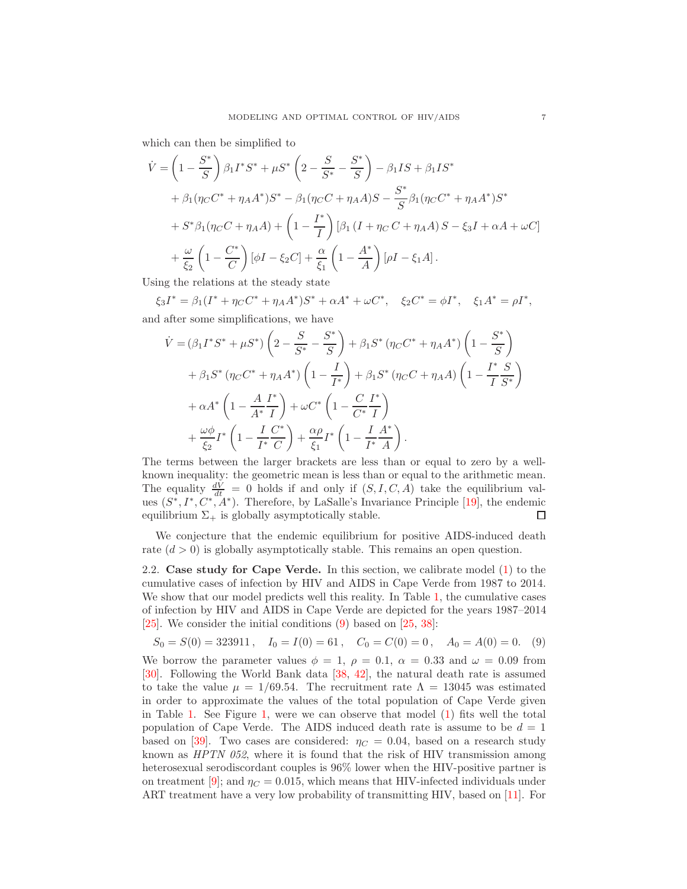which can then be simplified to

$$
\begin{aligned}
\dot{V} &= \left(1 - \frac{S^*}{S}\right)\beta_1 I^* S^* + \mu S^* \left(2 - \frac{S}{S^*} - \frac{S^*}{S}\right) - \beta_1 IS + \beta_1 IS^* \\
&\quad + \beta_1(\eta_C C^* + \eta_A A^*)S^* - \beta_1(\eta_C C + \eta_A A)S - \frac{S^*}{S}\beta_1(\eta_C C^* + \eta_A A^*)S^* \\
&\quad + S^*\beta_1(\eta_C C + \eta_A A) + \left(1 - \frac{I^*}{I}\right)\left[\beta_1\left(I + \eta_C\, C + \eta_A A\right)S - \xi_3 I + \alpha A + \omega C\right] \\
&\quad + \frac{\omega}{\xi_2}\left(1 - \frac{C^*}{C}\right)\left[\phi I - \xi_2 C\right] + \frac{\alpha}{\xi_1}\left(1 - \frac{A^*}{A}\right)\left[\rho I - \xi_1 A\right].
\end{aligned}
$$

Using the relations at the steady state

$$
\xi_3 I^* = \beta_1(I^* + \eta_C C^* + \eta_A A^*)S^* + \alpha A^* + \omega C^*, \quad \xi_2 C^* = \phi I^*, \quad \xi_1 A^* = \rho I^*,
$$

and after some simplifications, we have

$$
\begin{aligned}
\dot{V} &= (\beta_1 I^* S^* + \mu S^*)\left(2 - \frac{S}{S^*} - \frac{S^*}{S}\right) + \beta_1 S^*\left(\eta_C C^* + \eta_A A^*\right)\left(1 - \frac{S^*}{S}\right) \\
&\quad + \beta_1 S^*\left(\eta_C C^* + \eta_A A^*\right)\left(1 - \frac{I}{I^*}\right) + \beta_1 S^*\left(\eta_C C + \eta_A A\right)\left(1 - \frac{I^*}{I}\frac{S}{S^*}\right) \\
&\quad + \alpha A^*\left(1 - \frac{A}{A^*}\frac{I^*}{I}\right) + \omega C^*\left(1 - \frac{C}{C^*}\frac{I^*}{I}\right) \\
&\quad + \frac{\omega\phi}{\xi_2}I^*\left(1 - \frac{I}{I^*}\frac{C^*}{C}\right) + \frac{\alpha\rho}{\xi_1}I^*\left(1 - \frac{I}{I^*}\frac{A^*}{A}\right).
\end{aligned}
$$

The terms between the larger brackets are less than or equal to zero by a well-known inequality: the geometric mean is less than or equal to the arithmetic mean. The equality $\frac{dV}{dt} = 0$ holds if and only if $(S, I, C, A)$ take the equilibrium values $(S^*, I^*, C^*, A^*)$. Therefore, by LaSalle's Invariance Principle [19], the endemic equilibrium $\Sigma_+$ is globally asymptotically stable. □

We conjecture that the endemic equilibrium for positive AIDS-induced death rate ($d > 0$) is globally asymptotically stable. This remains an open question.

## 2.2. Case study for Cape Verde.

In this section, we calibrate model (1) to the cumulative cases of infection by HIV and AIDS in Cape Verde from 1987 to 2014. We show that our model predicts well this reality. In Table 1, the cumulative cases of infection by HIV and AIDS in Cape Verde are depicted for the years 1987–2014 [25]. We consider the initial conditions (9) based on [25, 38]:

$$
S_0 = S(0) = 323911\,, \quad I_0 = I(0) = 61\,, \quad C_0 = C(0) = 0\,, \quad A_0 = A(0) = 0. \quad (9)
$$

We borrow the parameter values $\phi = 1$, $\rho = 0.1$, $\alpha = 0.33$ and $\omega = 0.09$ from [30]. Following the World Bank data [38, 42], the natural death rate is assumed to take the value $\mu = 1/69.54$. The recruitment rate $\Lambda = 13045$ was estimated in order to approximate the values of the total population of Cape Verde given in Table 1. See Figure 1, were we can observe that model (1) fits well the total population of Cape Verde. The AIDS induced death rate is assume to be $d = 1$ based on [39]. Two cases are considered: $\eta_C = 0.04$, based on a research study known as *HPTN 052*, where it is found that the risk of HIV transmission among heterosexual serodiscordant couples is 96% lower when the HIV-positive partner is on treatment [9]; and $\eta_C = 0.015$, which means that HIV-infected individuals under ART treatment have a very low probability of transmitting HIV, based on [11]. For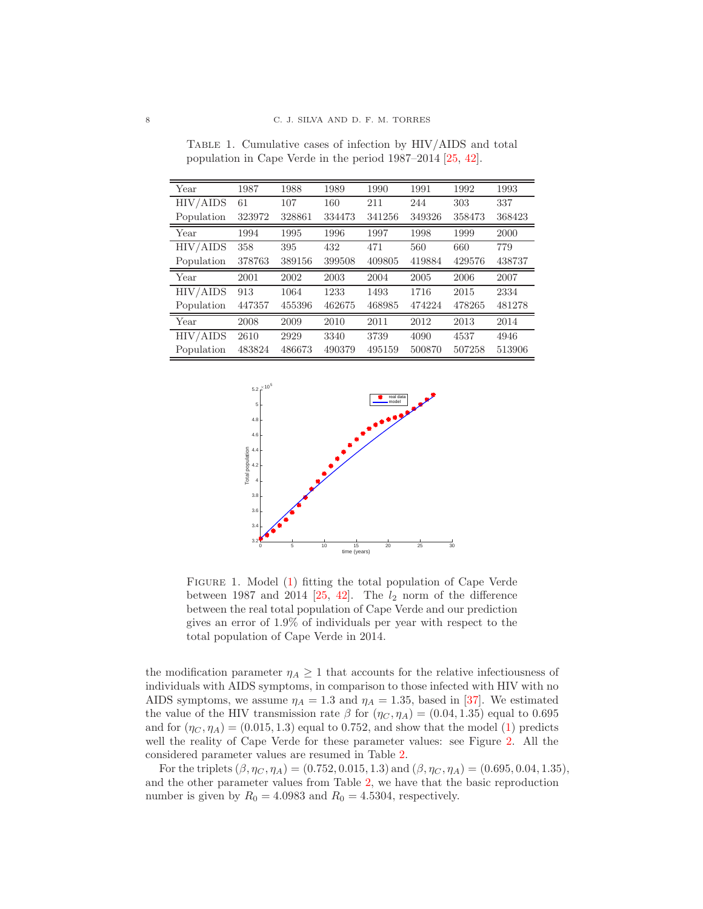Table 1. Cumulative cases of infection by HIV/AIDS and total population in Cape Verde in the period 1987–2014 [25, 42].

| Year | 1987 | 1988 | 1989 | 1990 | 1991 | 1992 | 1993 |
|---|---|---|---|---|---|---|---|
| HIV/AIDS | 61 | 107 | 160 | 211 | 244 | 303 | 337 |
| Population | 323972 | 328861 | 334473 | 341256 | 349326 | 358473 | 368423 |
| Year | 1994 | 1995 | 1996 | 1997 | 1998 | 1999 | 2000 |
| HIV/AIDS | 358 | 395 | 432 | 471 | 560 | 660 | 779 |
| Population | 378763 | 389156 | 399508 | 409805 | 419884 | 429576 | 438737 |
| Year | 2001 | 2002 | 2003 | 2004 | 2005 | 2006 | 2007 |
| HIV/AIDS | 913 | 1064 | 1233 | 1493 | 1716 | 2015 | 2334 |
| Population | 447357 | 455396 | 462675 | 468985 | 474224 | 478265 | 481278 |
| Year | 2008 | 2009 | 2010 | 2011 | 2012 | 2013 | 2014 |
| HIV/AIDS | 2610 | 2929 | 3340 | 3739 | 4090 | 4537 | 4946 |
| Population | 483824 | 486673 | 490379 | 495159 | 500870 | 507258 | 513906 |

Figure 1. Model (1) fitting the total population of Cape Verde between 1987 and 2014 [25, 42]. The $l_2$ norm of the difference between the real total population of Cape Verde and our prediction gives an error of 1.9% of individuals per year with respect to the total population of Cape Verde in 2014.

the modification parameter $\eta_A \geq 1$ that accounts for the relative infectiousness of individuals with AIDS symptoms, in comparison to those infected with HIV with no AIDS symptoms, we assume $\eta_A = 1.3$ and $\eta_A = 1.35$, based in [37]. We estimated the value of the HIV transmission rate $\beta$ for $(\eta_C, \eta_A) = (0.04, 1.35)$ equal to 0.695 and for $(\eta_C, \eta_A) = (0.015, 1.3)$ equal to 0.752, and show that the model (1) predicts well the reality of Cape Verde for these parameter values: see Figure 2. All the considered parameter values are resumed in Table 2.

For the triplets $(\beta, \eta_C, \eta_A) = (0.752, 0.015, 1.3)$ and $(\beta, \eta_C, \eta_A) = (0.695, 0.04, 1.35)$, and the other parameter values from Table 2, we have that the basic reproduction number is given by $R_0 = 4.0983$ and $R_0 = 4.5304$, respectively.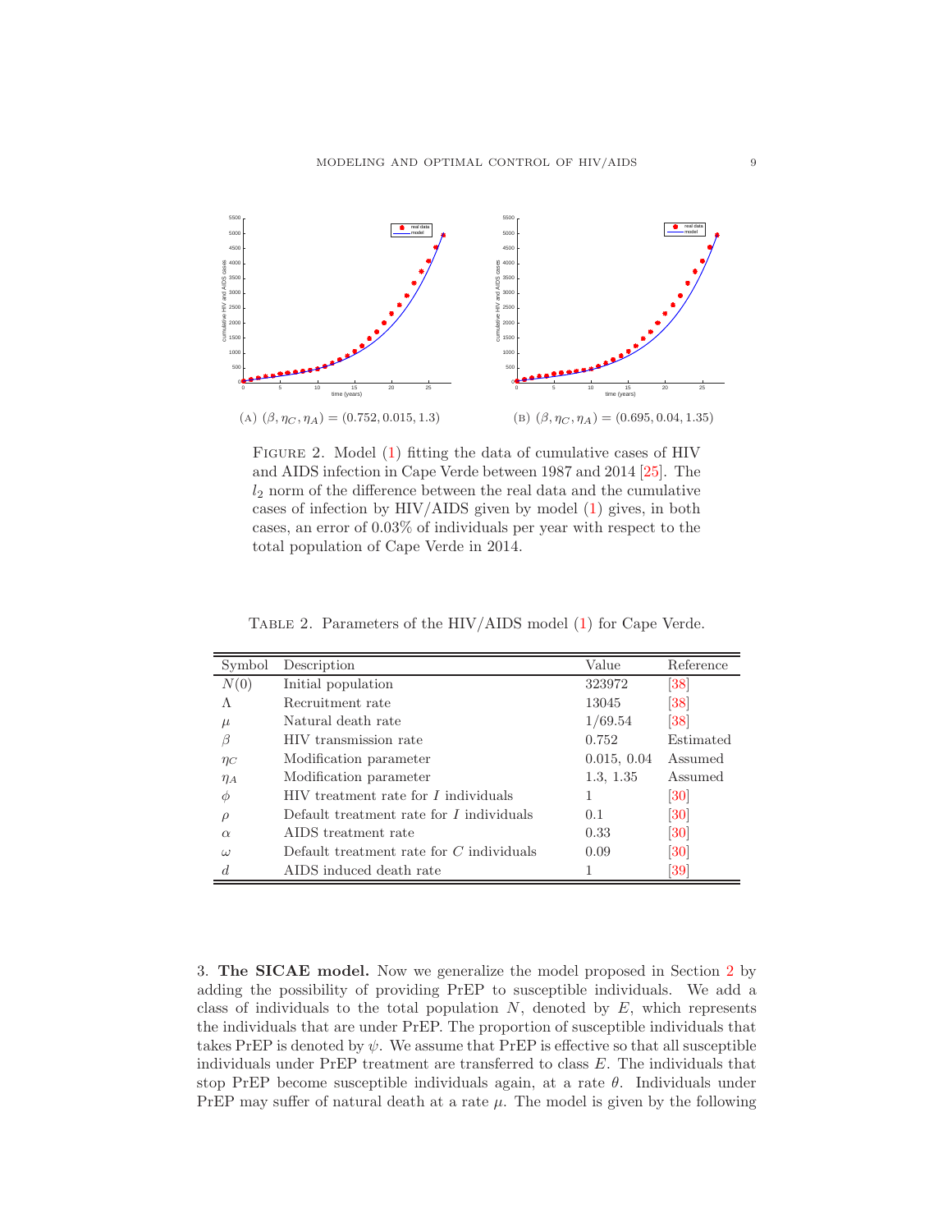(A) $(\beta, \eta_C, \eta_A) = (0.752, 0.015, 1.3)$

(B) $(\beta, \eta_C, \eta_A) = (0.695, 0.04, 1.35)$

Figure 2. Model (1) fitting the data of cumulative cases of HIV and AIDS infection in Cape Verde between 1987 and 2014 [25]. The $l_2$ norm of the difference between the real data and the cumulative cases of infection by HIV/AIDS given by model (1) gives, in both cases, an error of 0.03% of individuals per year with respect to the total population of Cape Verde in 2014.

Table 2. Parameters of the HIV/AIDS model (1) for Cape Verde.

| Symbol | Description | Value | Reference |
|---|---|---|---|
| $N(0)$ | Initial population | 323972 | [38] |
| $\Lambda$ | Recruitment rate | 13045 | [38] |
| $\mu$ | Natural death rate | $1/69.54$ | [38] |
| $\beta$ | HIV transmission rate | 0.752 | Estimated |
| $\eta_C$ | Modification parameter | 0.015, 0.04 | Assumed |
| $\eta_A$ | Modification parameter | 1.3, 1.35 | Assumed |
| $\phi$ | HIV treatment rate for $I$ individuals | 1 | [30] |
| $\rho$ | Default treatment rate for $I$ individuals | 0.1 | [30] |
| $\alpha$ | AIDS treatment rate | 0.33 | [30] |
| $\omega$ | Default treatment rate for $C$ individuals | 0.09 | [30] |
| $d$ | AIDS induced death rate | 1 | [39] |

3. **The SICAE model.** Now we generalize the model proposed in Section 2 by adding the possibility of providing PrEP to susceptible individuals. We add a class of individuals to the total population $N$, denoted by $E$, which represents the individuals that are under PrEP. The proportion of susceptible individuals that takes PrEP is denoted by $\psi$. We assume that PrEP is effective so that all susceptible individuals under PrEP treatment are transferred to class $E$. The individuals that stop PrEP become susceptible individuals again, at a rate $\theta$. Individuals under PrEP may suffer of natural death at a rate $\mu$. The model is given by the following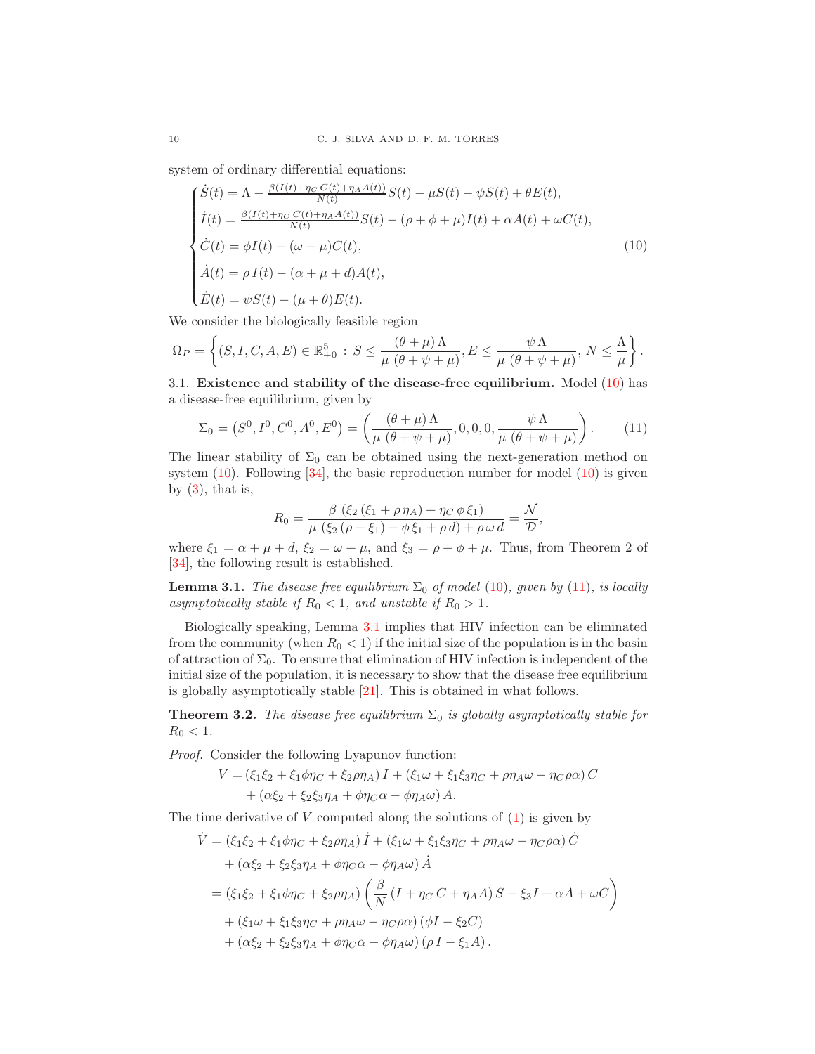system of ordinary differential equations:

$$
\begin{cases}
\dot{S}(t) = \Lambda - \frac{\beta(I(t)+\eta_C\, C(t)+\eta_A A(t))}{N(t)} S(t) - \mu S(t) - \psi S(t) + \theta E(t), \\
\dot{I}(t) = \frac{\beta(I(t)+\eta_C\, C(t)+\eta_A A(t))}{N(t)} S(t) - (\rho + \phi + \mu) I(t) + \alpha A(t) + \omega C(t), \\
\dot{C}(t) = \phi I(t) - (\omega + \mu) C(t), \\
\dot{A}(t) = \rho\, I(t) - (\alpha + \mu + d) A(t), \\
\dot{E}(t) = \psi S(t) - (\mu + \theta) E(t).
\end{cases}
\tag{10}
$$

We consider the biologically feasible region

$$
\Omega_P = \left\{ (S, I, C, A, E) \in \mathbb{R}^5_{+0} \,:\, S \leq \frac{(\theta + \mu)\,\Lambda}{\mu\,(\theta + \psi + \mu)}, E \leq \frac{\psi\,\Lambda}{\mu\,(\theta + \psi + \mu)},\, N \leq \frac{\Lambda}{\mu} \right\}.
$$

### 3.1. Existence and stability of the disease-free equilibrium.

Model (10) has a disease-free equilibrium, given by

$$
\Sigma_0 = \left(S^0, I^0, C^0, A^0, E^0\right) = \left( \frac{(\theta + \mu)\,\Lambda}{\mu\,(\theta + \psi + \mu)}, 0, 0, 0, \frac{\psi\,\Lambda}{\mu\,(\theta + \psi + \mu)} \right). \tag{11}
$$

The linear stability of $\Sigma_0$ can be obtained using the next-generation method on system (10). Following [34], the basic reproduction number for model (10) is given by (3), that is,

$$
R_0 = \frac{\beta\,\left(\xi_2\,(\xi_1 + \rho\,\eta_A) + \eta_C\,\phi\,\xi_1\right)}{\mu\,\left(\xi_2\,(\rho + \xi_1) + \phi\,\xi_1 + \rho\,d\right) + \rho\,\omega\,d} = \frac{\mathcal{N}}{\mathcal{D}},
$$

where $\xi_1 = \alpha + \mu + d$, $\xi_2 = \omega + \mu$, and $\xi_3 = \rho + \phi + \mu$. Thus, from Theorem 2 of [34], the following result is established.

**Lemma 3.1.** *The disease free equilibrium $\Sigma_0$ of model (10), given by (11), is locally asymptotically stable if $R_0 < 1$, and unstable if $R_0 > 1$.*

Biologically speaking, Lemma 3.1 implies that HIV infection can be eliminated from the community (when $R_0 < 1$) if the initial size of the population is in the basin of attraction of $\Sigma_0$. To ensure that elimination of HIV infection is independent of the initial size of the population, it is necessary to show that the disease free equilibrium is globally asymptotically stable [21]. This is obtained in what follows.

**Theorem 3.2.** *The disease free equilibrium $\Sigma_0$ is globally asymptotically stable for $R_0 < 1$.*

*Proof.* Consider the following Lyapunov function:

$$
\begin{aligned}
V = &\left(\xi_1\xi_2 + \xi_1\phi\eta_C + \xi_2\rho\eta_A\right) I + \left(\xi_1\omega + \xi_1\xi_3\eta_C + \rho\eta_A\omega - \eta_C\rho\alpha\right) C \\
&+ \left(\alpha\xi_2 + \xi_2\xi_3\eta_A + \phi\eta_C\alpha - \phi\eta_A\omega\right) A.
\end{aligned}
$$

The time derivative of $V$ computed along the solutions of (1) is given by

$$
\begin{aligned}
\dot{V} &= \left(\xi_1\xi_2 + \xi_1\phi\eta_C + \xi_2\rho\eta_A\right) \dot{I} + \left(\xi_1\omega + \xi_1\xi_3\eta_C + \rho\eta_A\omega - \eta_C\rho\alpha\right) \dot{C} \\
&\quad + \left(\alpha\xi_2 + \xi_2\xi_3\eta_A + \phi\eta_C\alpha - \phi\eta_A\omega\right) \dot{A} \\
&= \left(\xi_1\xi_2 + \xi_1\phi\eta_C + \xi_2\rho\eta_A\right) \left( \frac{\beta}{N}\left(I + \eta_C\, C + \eta_A A\right) S - \xi_3 I + \alpha A + \omega C \right) \\
&\quad + \left(\xi_1\omega + \xi_1\xi_3\eta_C + \rho\eta_A\omega - \eta_C\rho\alpha\right)\left(\phi I - \xi_2 C\right) \\
&\quad + \left(\alpha\xi_2 + \xi_2\xi_3\eta_A + \phi\eta_C\alpha - \phi\eta_A\omega\right)\left(\rho\, I - \xi_1 A\right).
\end{aligned}
$$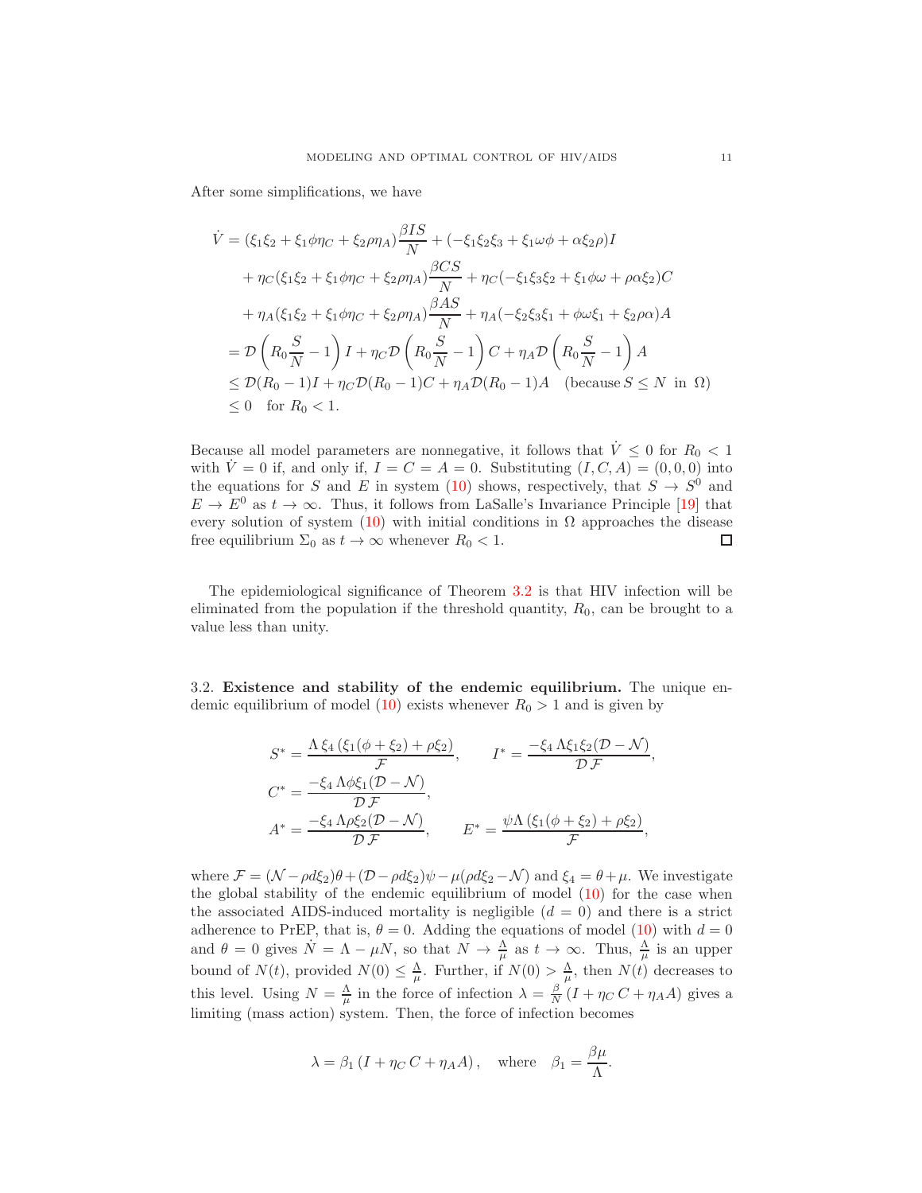After some simplifications, we have

$$
\begin{aligned}
\dot{V} &= (\xi_1\xi_2 + \xi_1\phi\eta_C + \xi_2\rho\eta_A)\frac{\beta IS}{N} + (-\xi_1\xi_2\xi_3 + \xi_1\omega\phi + \alpha\xi_2\rho)I \\
&\quad + \eta_C(\xi_1\xi_2 + \xi_1\phi\eta_C + \xi_2\rho\eta_A)\frac{\beta CS}{N} + \eta_C(-\xi_1\xi_3\xi_2 + \xi_1\phi\omega + \rho\alpha\xi_2)C \\
&\quad + \eta_A(\xi_1\xi_2 + \xi_1\phi\eta_C + \xi_2\rho\eta_A)\frac{\beta AS}{N} + \eta_A(-\xi_2\xi_3\xi_1 + \phi\omega\xi_1 + \xi_2\rho\alpha)A \\
&= \mathcal{D}\left(R_0\frac{S}{N} - 1\right)I + \eta_C\mathcal{D}\left(R_0\frac{S}{N} - 1\right)C + \eta_A\mathcal{D}\left(R_0\frac{S}{N} - 1\right)A \\
&\leq \mathcal{D}(R_0 - 1)I + \eta_C\mathcal{D}(R_0 - 1)C + \eta_A\mathcal{D}(R_0 - 1)A \quad (\text{because } S \leq N \text{ in } \Omega) \\
&\leq 0 \quad \text{for } R_0 < 1.
\end{aligned}
$$

Because all model parameters are nonnegative, it follows that $\dot{V} \leq 0$ for $R_0 < 1$ with $\dot{V} = 0$ if, and only if, $I = C = A = 0$. Substituting $(I, C, A) = (0, 0, 0)$ into the equations for $S$ and $E$ in system (10) shows, respectively, that $S \to S^0$ and $E \to E^0$ as $t \to \infty$. Thus, it follows from LaSalle's Invariance Principle [19] that every solution of system (10) with initial conditions in $\Omega$ approaches the disease free equilibrium $\Sigma_0$ as $t \to \infty$ whenever $R_0 < 1$. □

The epidemiological significance of Theorem 3.2 is that HIV infection will be eliminated from the population if the threshold quantity, $R_0$, can be brought to a value less than unity.

### 3.2. Existence and stability of the endemic equilibrium.

The unique endemic equilibrium of model (10) exists whenever $R_0 > 1$ and is given by

$$
\begin{aligned}
S^* &= \frac{\Lambda\,\xi_4\,(\xi_1(\phi + \xi_2) + \rho\xi_2)}{\mathcal{F}}, \qquad I^* = \frac{-\xi_4\,\Lambda\xi_1\xi_2(\mathcal{D} - \mathcal{N})}{\mathcal{D}\,\mathcal{F}}, \\
C^* &= \frac{-\xi_4\,\Lambda\phi\xi_1(\mathcal{D} - \mathcal{N})}{\mathcal{D}\,\mathcal{F}}, \\
A^* &= \frac{-\xi_4\,\Lambda\rho\xi_2(\mathcal{D} - \mathcal{N})}{\mathcal{D}\,\mathcal{F}}, \qquad E^* = \frac{\psi\Lambda\,(\xi_1(\phi + \xi_2) + \rho\xi_2)}{\mathcal{F}},
\end{aligned}
$$

where $\mathcal{F} = (\mathcal{N} - \rho d\xi_2)\theta + (\mathcal{D} - \rho d\xi_2)\psi - \mu(\rho d\xi_2 - \mathcal{N})$ and $\xi_4 = \theta + \mu$. We investigate the global stability of the endemic equilibrium of model (10) for the case when the associated AIDS-induced mortality is negligible ($d = 0$) and there is a strict adherence to PrEP, that is, $\theta = 0$. Adding the equations of model (10) with $d = 0$ and $\theta = 0$ gives $\dot{N} = \Lambda - \mu N$, so that $N \to \frac{\Lambda}{\mu}$ as $t \to \infty$. Thus, $\frac{\Lambda}{\mu}$ is an upper bound of $N(t)$, provided $N(0) \leq \frac{\Lambda}{\mu}$. Further, if $N(0) > \frac{\Lambda}{\mu}$, then $N(t)$ decreases to this level. Using $N = \frac{\Lambda}{\mu}$ in the force of infection $\lambda = \frac{\beta}{N}(I + \eta_C\,C + \eta_A A)$ gives a limiting (mass action) system. Then, the force of infection becomes

$$
\lambda = \beta_1\,(I + \eta_C\,C + \eta_A A), \quad \text{where} \quad \beta_1 = \frac{\beta\mu}{\Lambda}.
$$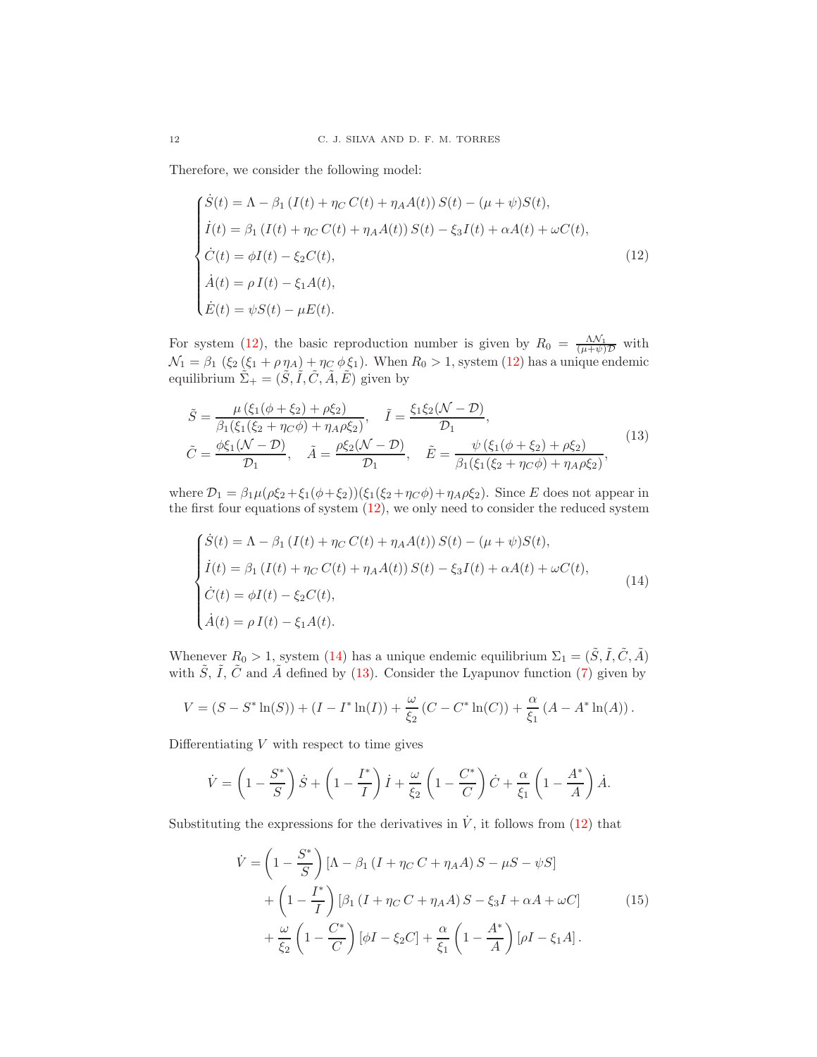Therefore, we consider the following model:

$$
\begin{cases}
\dot{S}(t) = \Lambda - \beta_1 \left(I(t) + \eta_C \, C(t) + \eta_A A(t)\right) S(t) - (\mu + \psi) S(t),\\
\dot{I}(t) = \beta_1 \left(I(t) + \eta_C \, C(t) + \eta_A A(t)\right) S(t) - \xi_3 I(t) + \alpha A(t) + \omega C(t),\\
\dot{C}(t) = \phi I(t) - \xi_2 C(t),\\
\dot{A}(t) = \rho \, I(t) - \xi_1 A(t),\\
\dot{E}(t) = \psi S(t) - \mu E(t).
\end{cases}
\tag{12}
$$

For system (12), the basic reproduction number is given by $R_0 = \frac{\Lambda \mathcal{N}_1}{(\mu+\psi)\mathcal{D}}$ with $\mathcal{N}_1 = \beta_1 \left(\xi_2 \left(\xi_1 + \rho \, \eta_A\right) + \eta_C \, \phi \, \xi_1\right)$. When $R_0 > 1$, system (12) has a unique endemic equilibrium $\tilde{\Sigma}_+ = (\tilde{S}, \tilde{I}, \tilde{C}, \tilde{A}, \tilde{E})$ given by

$$
\begin{gathered}
\tilde{S} = \frac{\mu \left(\xi_1(\phi + \xi_2) + \rho \xi_2\right)}{\beta_1(\xi_1(\xi_2 + \eta_C \phi) + \eta_A \rho \xi_2)}, \quad \tilde{I} = \frac{\xi_1 \xi_2 (\mathcal{N} - \mathcal{D})}{\mathcal{D}_1},\\
\tilde{C} = \frac{\phi \xi_1 (\mathcal{N} - \mathcal{D})}{\mathcal{D}_1}, \quad \tilde{A} = \frac{\rho \xi_2 (\mathcal{N} - \mathcal{D})}{\mathcal{D}_1}, \quad \tilde{E} = \frac{\psi \left(\xi_1(\phi + \xi_2) + \rho \xi_2\right)}{\beta_1(\xi_1(\xi_2 + \eta_C \phi) + \eta_A \rho \xi_2)},
\end{gathered}
\tag{13}
$$

where $\mathcal{D}_1 = \beta_1 \mu (\rho \xi_2 + \xi_1(\phi + \xi_2))(\xi_1(\xi_2 + \eta_C \phi) + \eta_A \rho \xi_2)$. Since $E$ does not appear in the first four equations of system (12), we only need to consider the reduced system

$$
\begin{cases}
\dot{S}(t) = \Lambda - \beta_1 \left(I(t) + \eta_C \, C(t) + \eta_A A(t)\right) S(t) - (\mu + \psi) S(t),\\
\dot{I}(t) = \beta_1 \left(I(t) + \eta_C \, C(t) + \eta_A A(t)\right) S(t) - \xi_3 I(t) + \alpha A(t) + \omega C(t),\\
\dot{C}(t) = \phi I(t) - \xi_2 C(t),\\
\dot{A}(t) = \rho \, I(t) - \xi_1 A(t).
\end{cases}
\tag{14}
$$

Whenever $R_0 > 1$, system (14) has a unique endemic equilibrium $\Sigma_1 = (\tilde{S}, \tilde{I}, \tilde{C}, \tilde{A})$ with $\tilde{S}$, $\tilde{I}$, $\tilde{C}$ and $\tilde{A}$ defined by (13). Consider the Lyapunov function (7) given by

$$
V = (S - S^* \ln(S)) + (I - I^* \ln(I)) + \frac{\omega}{\xi_2} \left(C - C^* \ln(C)\right) + \frac{\alpha}{\xi_1} \left(A - A^* \ln(A)\right).
$$

Differentiating $V$ with respect to time gives

$$
\dot{V} = \left(1 - \frac{S^*}{S}\right) \dot{S} + \left(1 - \frac{I^*}{I}\right) \dot{I} + \frac{\omega}{\xi_2} \left(1 - \frac{C^*}{C}\right) \dot{C} + \frac{\alpha}{\xi_1} \left(1 - \frac{A^*}{A}\right) \dot{A}.
$$

Substituting the expressions for the derivatives in $\dot{V}$, it follows from (12) that

$$
\begin{aligned}
\dot{V} &= \left(1 - \frac{S^*}{S}\right) \left[\Lambda - \beta_1 \left(I + \eta_C \, C + \eta_A A\right) S - \mu S - \psi S\right]\\
&\quad + \left(1 - \frac{I^*}{I}\right) \left[\beta_1 \left(I + \eta_C \, C + \eta_A A\right) S - \xi_3 I + \alpha A + \omega C\right]\\
&\quad + \frac{\omega}{\xi_2} \left(1 - \frac{C^*}{C}\right) \left[\phi I - \xi_2 C\right] + \frac{\alpha}{\xi_1} \left(1 - \frac{A^*}{A}\right) \left[\rho I - \xi_1 A\right].
\end{aligned}
\tag{15}
$$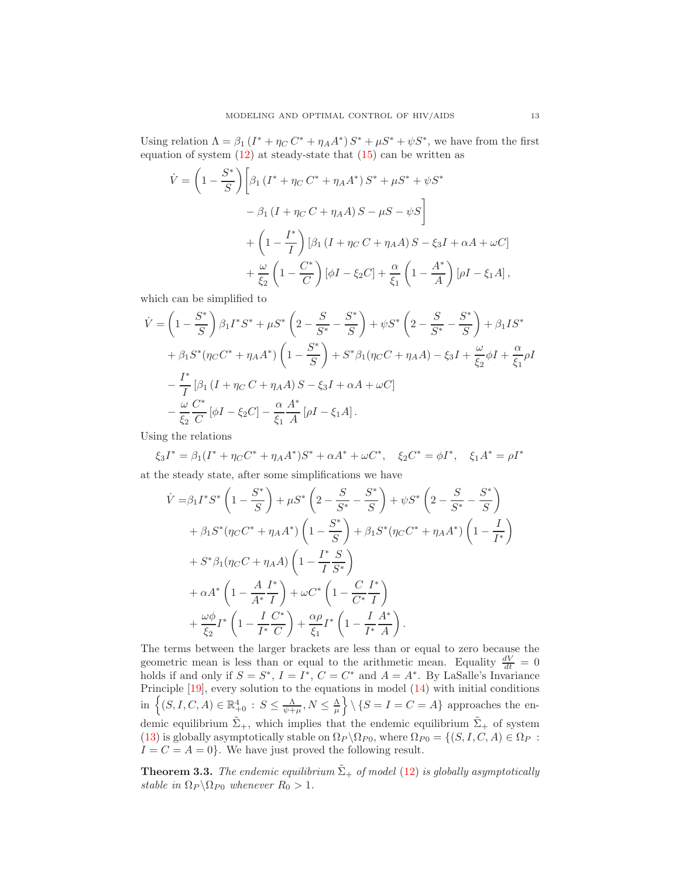Using relation $\Lambda = \beta_1 \left(I^* + \eta_C\, C^* + \eta_A A^*\right) S^* + \mu S^* + \psi S^*$, we have from the first equation of system (12) at steady-state that (15) can be written as

$$
\begin{aligned}
\dot{V} = &\left(1 - \frac{S^*}{S}\right) \Big[\beta_1 \left(I^* + \eta_C\, C^* + \eta_A A^*\right) S^* + \mu S^* + \psi S^* \\
&\quad - \beta_1 \left(I + \eta_C\, C + \eta_A A\right) S - \mu S - \psi S\Big] \\
&+ \left(1 - \frac{I^*}{I}\right) \left[\beta_1 \left(I + \eta_C\, C + \eta_A A\right) S - \xi_3 I + \alpha A + \omega C\right] \\
&+ \frac{\omega}{\xi_2}\left(1 - \frac{C^*}{C}\right)\left[\phi I - \xi_2 C\right] + \frac{\alpha}{\xi_1}\left(1 - \frac{A^*}{A}\right)\left[\rho I - \xi_1 A\right],
\end{aligned}
$$

which can be simplified to

$$
\begin{aligned}
\dot{V} = &\left(1 - \frac{S^*}{S}\right)\beta_1 I^* S^* + \mu S^* \left(2 - \frac{S}{S^*} - \frac{S^*}{S}\right) + \psi S^* \left(2 - \frac{S}{S^*} - \frac{S^*}{S}\right) + \beta_1 I S^* \\
&+ \beta_1 S^* (\eta_C C^* + \eta_A A^*)\left(1 - \frac{S^*}{S}\right) + S^* \beta_1 (\eta_C C + \eta_A A) - \xi_3 I + \frac{\omega}{\xi_2}\phi I + \frac{\alpha}{\xi_1}\rho I \\
&- \frac{I^*}{I}\left[\beta_1 \left(I + \eta_C\, C + \eta_A A\right) S - \xi_3 I + \alpha A + \omega C\right] \\
&- \frac{\omega}{\xi_2}\frac{C^*}{C}\left[\phi I - \xi_2 C\right] - \frac{\alpha}{\xi_1}\frac{A^*}{A}\left[\rho I - \xi_1 A\right].
\end{aligned}
$$

Using the relations

$$
\xi_3 I^* = \beta_1 (I^* + \eta_C C^* + \eta_A A^*) S^* + \alpha A^* + \omega C^*, \quad \xi_2 C^* = \phi I^*, \quad \xi_1 A^* = \rho I^*
$$

at the steady state, after some simplifications we have

$$
\begin{aligned}
\dot{V} = &\beta_1 I^* S^* \left(1 - \frac{S^*}{S}\right) + \mu S^* \left(2 - \frac{S}{S^*} - \frac{S^*}{S}\right) + \psi S^* \left(2 - \frac{S}{S^*} - \frac{S^*}{S}\right) \\
&+ \beta_1 S^* (\eta_C C^* + \eta_A A^*)\left(1 - \frac{S^*}{S}\right) + \beta_1 S^* (\eta_C C^* + \eta_A A^*)\left(1 - \frac{I}{I^*}\right) \\
&+ S^* \beta_1 (\eta_C C + \eta_A A)\left(1 - \frac{I^*}{I}\frac{S}{S^*}\right) \\
&+ \alpha A^* \left(1 - \frac{A}{A^*}\frac{I^*}{I}\right) + \omega C^* \left(1 - \frac{C}{C^*}\frac{I^*}{I}\right) \\
&+ \frac{\omega \phi}{\xi_2} I^* \left(1 - \frac{I}{I^*}\frac{C^*}{C}\right) + \frac{\alpha \rho}{\xi_1} I^* \left(1 - \frac{I}{I^*}\frac{A^*}{A}\right).
\end{aligned}
$$

The terms between the larger brackets are less than or equal to zero because the geometric mean is less than or equal to the arithmetic mean. Equality $\frac{dV}{dt} = 0$ holds if and only if $S = S^*$, $I = I^*$, $C = C^*$ and $A = A^*$. By LaSalle's Invariance Principle [19], every solution to the equations in model (14) with initial conditions in $\left\{(S, I, C, A) \in \mathbb{R}^4_{+0} \,:\, S \leq \frac{\Lambda}{\psi + \mu}, N \leq \frac{\Lambda}{\mu}\right\} \setminus \{S = I = C = A\}$ approaches the endemic equilibrium $\tilde{\Sigma}_+$, which implies that the endemic equilibrium $\tilde{\Sigma}_+$ of system (13) is globally asymptotically stable on $\Omega_P \backslash \Omega_{P0}$, where $\Omega_{P0} = \{(S, I, C, A) \in \Omega_P \,:\, I = C = A = 0\}$. We have just proved the following result.

**Theorem 3.3.** *The endemic equilibrium $\tilde{\Sigma}_+$ of model (12) is globally asymptotically stable in $\Omega_P \backslash \Omega_{P0}$ whenever $R_0 > 1$.*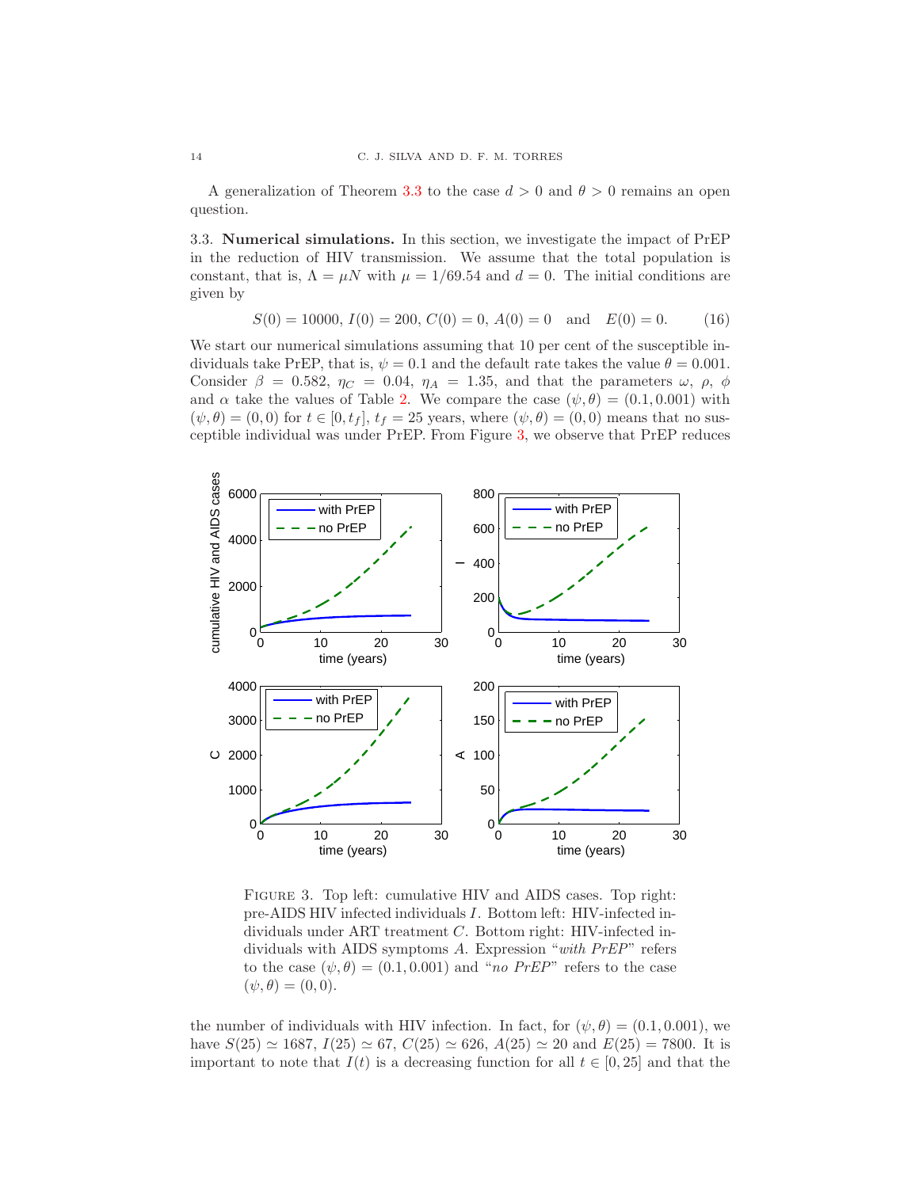A generalization of Theorem 3.3 to the case $d > 0$ and $\theta > 0$ remains an open question.

### 3.3. Numerical simulations.

In this section, we investigate the impact of PrEP in the reduction of HIV transmission. We assume that the total population is constant, that is, $\Lambda = \mu N$ with $\mu = 1/69.54$ and $d = 0$. The initial conditions are given by

$$S(0) = 10000,\ I(0) = 200,\ C(0) = 0,\ A(0) = 0 \quad \text{and} \quad E(0) = 0. \tag{16}$$

We start our numerical simulations assuming that 10 per cent of the susceptible individuals take PrEP, that is, $\psi = 0.1$ and the default rate takes the value $\theta = 0.001$. Consider $\beta = 0.582$, $\eta_C = 0.04$, $\eta_A = 1.35$, and that the parameters $\omega$, $\rho$, $\phi$ and $\alpha$ take the values of Table 2. We compare the case $(\psi, \theta) = (0.1, 0.001)$ with $(\psi, \theta) = (0, 0)$ for $t \in [0, t_f]$, $t_f = 25$ years, where $(\psi, \theta) = (0, 0)$ means that no susceptible individual was under PrEP. From Figure 3, we observe that PrEP reduces the number of individuals with HIV infection. In fact, for $(\psi, \theta) = (0.1, 0.001)$, we have $S(25) \simeq 1687$, $I(25) \simeq 67$, $C(25) \simeq 626$, $A(25) \simeq 20$ and $E(25) = 7800$. It is important to note that $I(t)$ is a decreasing function for all $t \in [0, 25]$ and that the

Figure 3. Top left: cumulative HIV and AIDS cases. Top right: pre-AIDS HIV infected individuals $I$. Bottom left: HIV-infected individuals under ART treatment $C$. Bottom right: HIV-infected individuals with AIDS symptoms $A$. Expression "*with PrEP*" refers to the case $(\psi, \theta) = (0.1, 0.001)$ and "*no PrEP*" refers to the case $(\psi, \theta) = (0, 0)$.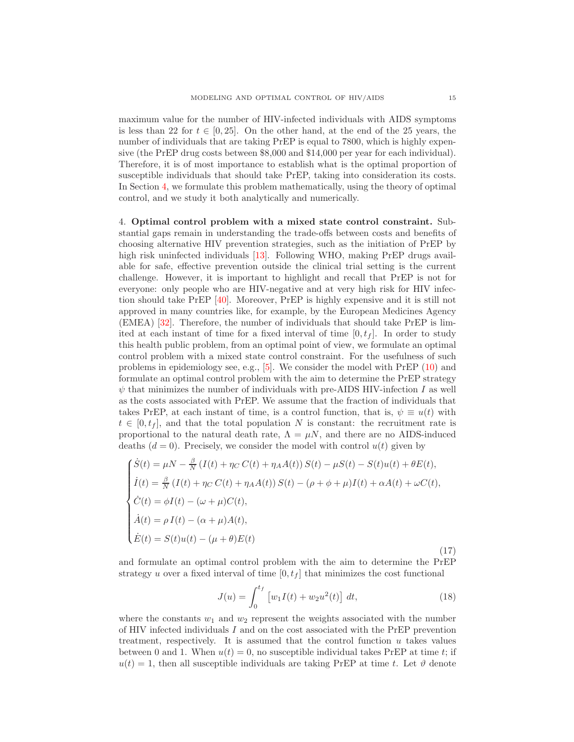maximum value for the number of HIV-infected individuals with AIDS symptoms is less than 22 for $t \in [0, 25]$. On the other hand, at the end of the 25 years, the number of individuals that are taking PrEP is equal to 7800, which is highly expensive (the PrEP drug costs between \$8,000 and \$14,000 per year for each individual). Therefore, it is of most importance to establish what is the optimal proportion of susceptible individuals that should take PrEP, taking into consideration its costs. In Section 4, we formulate this problem mathematically, using the theory of optimal control, and we study it both analytically and numerically.

## 4. Optimal control problem with a mixed state control constraint.

Substantial gaps remain in understanding the trade-offs between costs and benefits of choosing alternative HIV prevention strategies, such as the initiation of PrEP by high risk uninfected individuals [13]. Following WHO, making PrEP drugs available for safe, effective prevention outside the clinical trial setting is the current challenge. However, it is important to highlight and recall that PrEP is not for everyone: only people who are HIV-negative and at very high risk for HIV infection should take PrEP [40]. Moreover, PrEP is highly expensive and it is still not approved in many countries like, for example, by the European Medicines Agency (EMEA) [32]. Therefore, the number of individuals that should take PrEP is limited at each instant of time for a fixed interval of time $[0, t_f]$. In order to study this health public problem, from an optimal point of view, we formulate an optimal control problem with a mixed state control constraint. For the usefulness of such problems in epidemiology see, e.g., [5]. We consider the model with PrEP (10) and formulate an optimal control problem with the aim to determine the PrEP strategy $\psi$ that minimizes the number of individuals with pre-AIDS HIV-infection $I$ as well as the costs associated with PrEP. We assume that the fraction of individuals that takes PrEP, at each instant of time, is a control function, that is, $\psi \equiv u(t)$ with $t \in [0, t_f]$, and that the total population $N$ is constant: the recruitment rate is proportional to the natural death rate, $\Lambda = \mu N$, and there are no AIDS-induced deaths ($d = 0$). Precisely, we consider the model with control $u(t)$ given by

$$
\begin{cases}
\dot{S}(t) = \mu N - \frac{\beta}{N}\left(I(t) + \eta_C\, C(t) + \eta_A A(t)\right) S(t) - \mu S(t) - S(t)u(t) + \theta E(t),\\
\dot{I}(t) = \frac{\beta}{N}\left(I(t) + \eta_C\, C(t) + \eta_A A(t)\right) S(t) - (\rho + \phi + \mu) I(t) + \alpha A(t) + \omega C(t),\\
\dot{C}(t) = \phi I(t) - (\omega + \mu) C(t),\\
\dot{A}(t) = \rho\, I(t) - (\alpha + \mu) A(t),\\
\dot{E}(t) = S(t)u(t) - (\mu + \theta) E(t)
\end{cases}
\tag{17}
$$

and formulate an optimal control problem with the aim to determine the PrEP strategy $u$ over a fixed interval of time $[0, t_f]$ that minimizes the cost functional

$$
J(u) = \int_0^{t_f} \left[ w_1 I(t) + w_2 u^2(t) \right]\, dt, \tag{18}
$$

where the constants $w_1$ and $w_2$ represent the weights associated with the number of HIV infected individuals $I$ and on the cost associated with the PrEP prevention treatment, respectively. It is assumed that the control function $u$ takes values between 0 and 1. When $u(t) = 0$, no susceptible individual takes PrEP at time $t$; if $u(t) = 1$, then all susceptible individuals are taking PrEP at time $t$. Let $\vartheta$ denote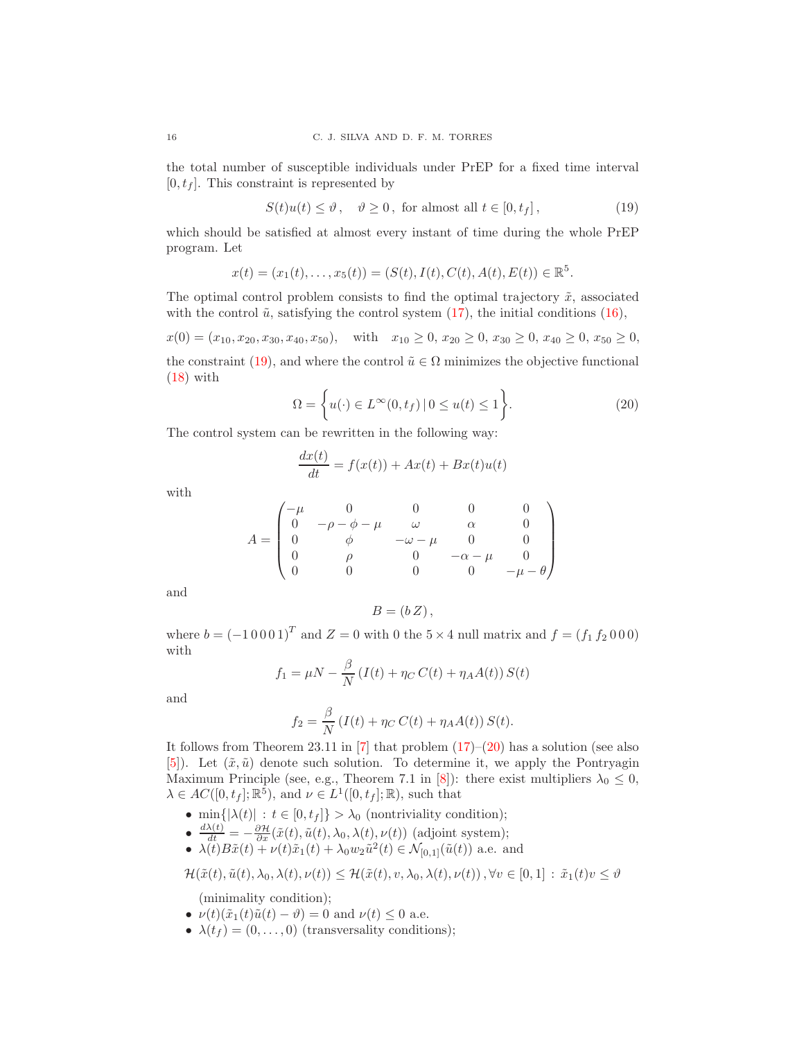the total number of susceptible individuals under PrEP for a fixed time interval $[0, t_f]$. This constraint is represented by

$$S(t)u(t) \leq \vartheta\,, \quad \vartheta \geq 0\,, \text{ for almost all } t \in [0, t_f]\,, \tag{19}$$

which should be satisfied at almost every instant of time during the whole PrEP program. Let

$$x(t) = (x_1(t), \ldots, x_5(t)) = (S(t), I(t), C(t), A(t), E(t)) \in \mathbb{R}^5.$$

The optimal control problem consists to find the optimal trajectory $\tilde{x}$, associated with the control $\tilde{u}$, satisfying the control system (17), the initial conditions (16),

$$x(0) = (x_{10}, x_{20}, x_{30}, x_{40}, x_{50}), \quad \text{with} \quad x_{10} \geq 0,\, x_{20} \geq 0,\, x_{30} \geq 0,\, x_{40} \geq 0,\, x_{50} \geq 0,$$

the constraint (19), and where the control $\tilde{u} \in \Omega$ minimizes the objective functional (18) with

$$\Omega = \biggl\{ u(\cdot) \in L^{\infty}(0, t_f) \,|\, 0 \leq u(t) \leq 1 \biggr\}. \tag{20}$$

The control system can be rewritten in the following way:

$$\frac{dx(t)}{dt} = f(x(t)) + Ax(t) + Bx(t)u(t)$$

with

$$A = \begin{pmatrix} -\mu & 0 & 0 & 0 & 0 \\ 0 & -\rho - \phi - \mu & \omega & \alpha & 0 \\ 0 & \phi & -\omega - \mu & 0 & 0 \\ 0 & \rho & 0 & -\alpha - \mu & 0 \\ 0 & 0 & 0 & 0 & -\mu - \theta \end{pmatrix}$$

and

$$B = (b\, Z)\,,$$

where $b = (-1\,0\,0\,0\,1)^T$ and $Z = 0$ with 0 the $5 \times 4$ null matrix and $f = (f_1\, f_2\, 0\, 0\, 0)$ with

$$f_1 = \mu N - \frac{\beta}{N}\left(I(t) + \eta_C\, C(t) + \eta_A A(t)\right) S(t)$$

and

$$f_2 = \frac{\beta}{N}\left(I(t) + \eta_C\, C(t) + \eta_A A(t)\right) S(t).$$

It follows from Theorem 23.11 in [7] that problem (17)–(20) has a solution (see also [5]). Let $(\tilde{x}, \tilde{u})$ denote such solution. To determine it, we apply the Pontryagin Maximum Principle (see, e.g., Theorem 7.1 in [8]): there exist multipliers $\lambda_0 \leq 0$, $\lambda \in AC([0, t_f]; \mathbb{R}^5)$, and $\nu \in L^1([0, t_f]; \mathbb{R})$, such that

- $\min\{|\lambda(t)| : t \in [0, t_f]\} > \lambda_0$ (nontriviality condition);
- $\frac{d\lambda(t)}{dt} = -\frac{\partial \mathcal{H}}{\partial x}(\tilde{x}(t), \tilde{u}(t), \lambda_0, \lambda(t), \nu(t))$ (adjoint system);
- $\lambda(t)B\tilde{x}(t) + \nu(t)\tilde{x}_1(t) + \lambda_0 w_2 \tilde{u}^2(t) \in \mathcal{N}_{[0,1]}(\tilde{u}(t))$ a.e. and

$$\mathcal{H}(\tilde{x}(t), \tilde{u}(t), \lambda_0, \lambda(t), \nu(t)) \leq \mathcal{H}(\tilde{x}(t), v, \lambda_0, \lambda(t), \nu(t))\,, \forall v \in [0,1] : \tilde{x}_1(t)v \leq \vartheta$$

  (minimality condition);
- $\nu(t)(\tilde{x}_1(t)\tilde{u}(t) - \vartheta) = 0$ and $\nu(t) \leq 0$ a.e.
- $\lambda(t_f) = (0, \ldots, 0)$ (transversality conditions);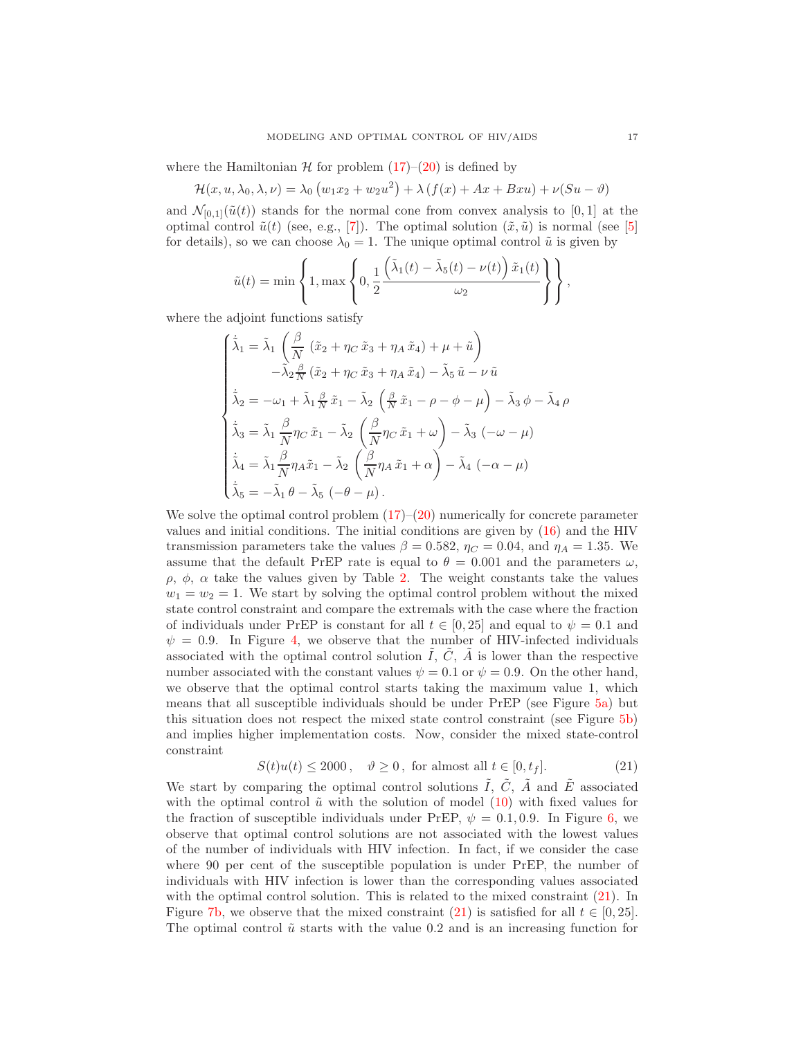where the Hamiltonian $\mathcal{H}$ for problem (17)–(20) is defined by

$$\mathcal{H}(x, u, \lambda_0, \lambda, \nu) = \lambda_0 \left(w_1 x_2 + w_2 u^2\right) + \lambda \left(f(x) + Ax + Bxu\right) + \nu(Su - \vartheta)$$

and $\mathcal{N}_{[0,1]}(\tilde{u}(t))$ stands for the normal cone from convex analysis to $[0, 1]$ at the optimal control $\tilde{u}(t)$ (see, e.g., [7]). The optimal solution $(\tilde{x}, \tilde{u})$ is normal (see [5] for details), so we can choose $\lambda_0 = 1$. The unique optimal control $\tilde{u}$ is given by

$$\tilde{u}(t) = \min\left\{1, \max\left\{0, \frac{1}{2}\frac{\left(\tilde{\lambda}_1(t) - \tilde{\lambda}_5(t) - \nu(t)\right)\tilde{x}_1(t)}{\omega_2}\right\}\right\},$$

where the adjoint functions satisfy

$$\begin{cases} \dot{\tilde{\lambda}}_1 = \tilde{\lambda}_1 \left(\dfrac{\beta}{N}\left(\tilde{x}_2 + \eta_C\, \tilde{x}_3 + \eta_A\, \tilde{x}_4\right) + \mu + \tilde{u}\right) \\ \qquad\quad - \tilde{\lambda}_2 \frac{\beta}{N}\left(\tilde{x}_2 + \eta_C\, \tilde{x}_3 + \eta_A\, \tilde{x}_4\right) - \tilde{\lambda}_5\, \tilde{u} - \nu\, \tilde{u} \\ \dot{\tilde{\lambda}}_2 = -\omega_1 + \tilde{\lambda}_1 \frac{\beta}{N}\, \tilde{x}_1 - \tilde{\lambda}_2 \left(\frac{\beta}{N}\, \tilde{x}_1 - \rho - \phi - \mu\right) - \tilde{\lambda}_3\, \phi - \tilde{\lambda}_4\, \rho \\ \dot{\tilde{\lambda}}_3 = \tilde{\lambda}_1 \dfrac{\beta}{N} \eta_C\, \tilde{x}_1 - \tilde{\lambda}_2 \left(\dfrac{\beta}{N}\eta_C\, \tilde{x}_1 + \omega\right) - \tilde{\lambda}_3\, \left(-\omega - \mu\right) \\ \dot{\tilde{\lambda}}_4 = \tilde{\lambda}_1 \dfrac{\beta}{N}\eta_A \tilde{x}_1 - \tilde{\lambda}_2 \left(\dfrac{\beta}{N}\eta_A\, \tilde{x}_1 + \alpha\right) - \tilde{\lambda}_4\, \left(-\alpha - \mu\right) \\ \dot{\tilde{\lambda}}_5 = -\tilde{\lambda}_1\, \theta - \tilde{\lambda}_5\, \left(-\theta - \mu\right). \end{cases}$$

We solve the optimal control problem (17)–(20) numerically for concrete parameter values and initial conditions. The initial conditions are given by (16) and the HIV transmission parameters take the values $\beta = 0.582$, $\eta_C = 0.04$, and $\eta_A = 1.35$. We assume that the default PrEP rate is equal to $\theta = 0.001$ and the parameters $\omega$, $\rho$, $\phi$, $\alpha$ take the values given by Table 2. The weight constants take the values $w_1 = w_2 = 1$. We start by solving the optimal control problem without the mixed state control constraint and compare the extremals with the case where the fraction of individuals under PrEP is constant for all $t \in [0, 25]$ and equal to $\psi = 0.1$ and $\psi = 0.9$. In Figure 4, we observe that the number of HIV-infected individuals associated with the optimal control solution $\tilde{I}$, $\tilde{C}$, $\tilde{A}$ is lower than the respective number associated with the constant values $\psi = 0.1$ or $\psi = 0.9$. On the other hand, we observe that the optimal control starts taking the maximum value 1, which means that all susceptible individuals should be under PrEP (see Figure 5a) but this situation does not respect the mixed state control constraint (see Figure 5b) and implies higher implementation costs. Now, consider the mixed state-control constraint

$$S(t)u(t) \leq 2000\,, \quad \vartheta \geq 0\,, \text{ for almost all } t \in [0, t_f]. \tag{21}$$

We start by comparing the optimal control solutions $\tilde{I}$, $\tilde{C}$, $\tilde{A}$ and $\tilde{E}$ associated with the optimal control $\tilde{u}$ with the solution of model (10) with fixed values for the fraction of susceptible individuals under PrEP, $\psi = 0.1, 0.9$. In Figure 6, we observe that optimal control solutions are not associated with the lowest values of the number of individuals with HIV infection. In fact, if we consider the case where 90 per cent of the susceptible population is under PrEP, the number of individuals with HIV infection is lower than the corresponding values associated with the optimal control solution. This is related to the mixed constraint (21). In Figure 7b, we observe that the mixed constraint (21) is satisfied for all $t \in [0, 25]$. The optimal control $\tilde{u}$ starts with the value 0.2 and is an increasing function for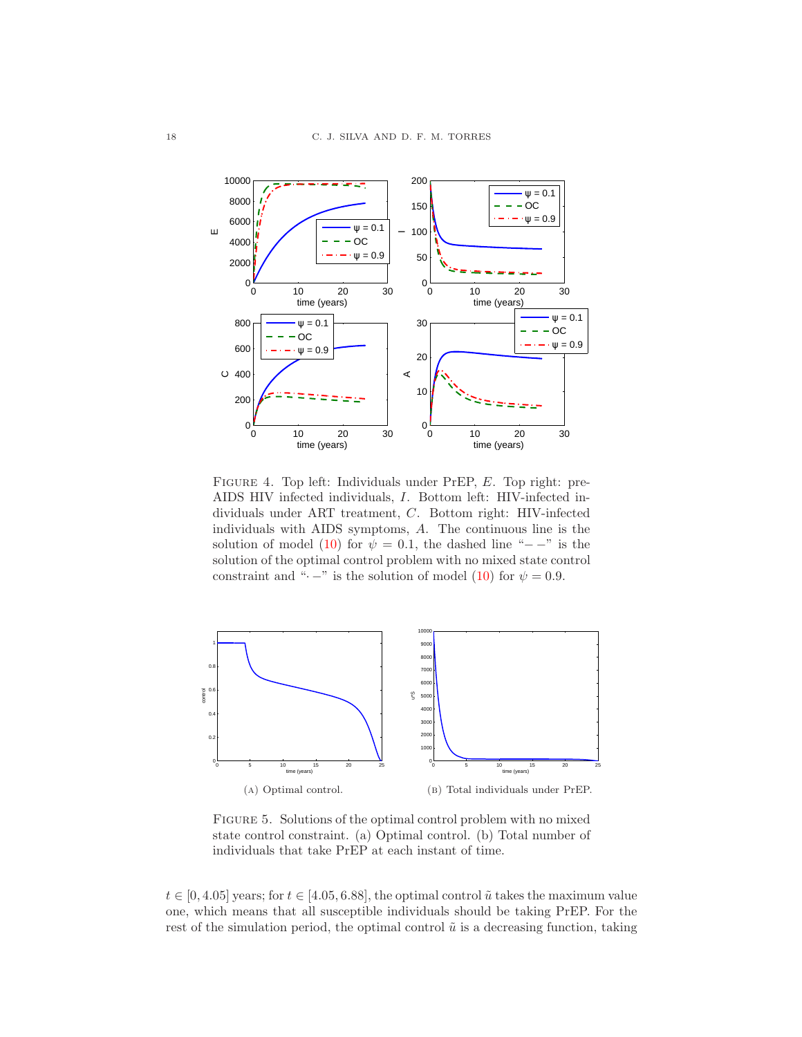FIGURE 4. Top left: Individuals under PrEP, $E$. Top right: pre-AIDS HIV infected individuals, $I$. Bottom left: HIV-infected individuals under ART treatment, $C$. Bottom right: HIV-infected individuals with AIDS symptoms, $A$. The continuous line is the solution of model (10) for $\psi = 0.1$, the dashed line "$- -$" is the solution of the optimal control problem with no mixed state control constraint and "$\cdot -$" is the solution of model (10) for $\psi = 0.9$.

(A) Optimal control.

(B) Total individuals under PrEP.

FIGURE 5. Solutions of the optimal control problem with no mixed state control constraint. (a) Optimal control. (b) Total number of individuals that take PrEP at each instant of time.

$t \in [0, 4.05]$ years; for $t \in [4.05, 6.88]$, the optimal control $\tilde{u}$ takes the maximum value one, which means that all susceptible individuals should be taking PrEP. For the rest of the simulation period, the optimal control $\tilde{u}$ is a decreasing function, taking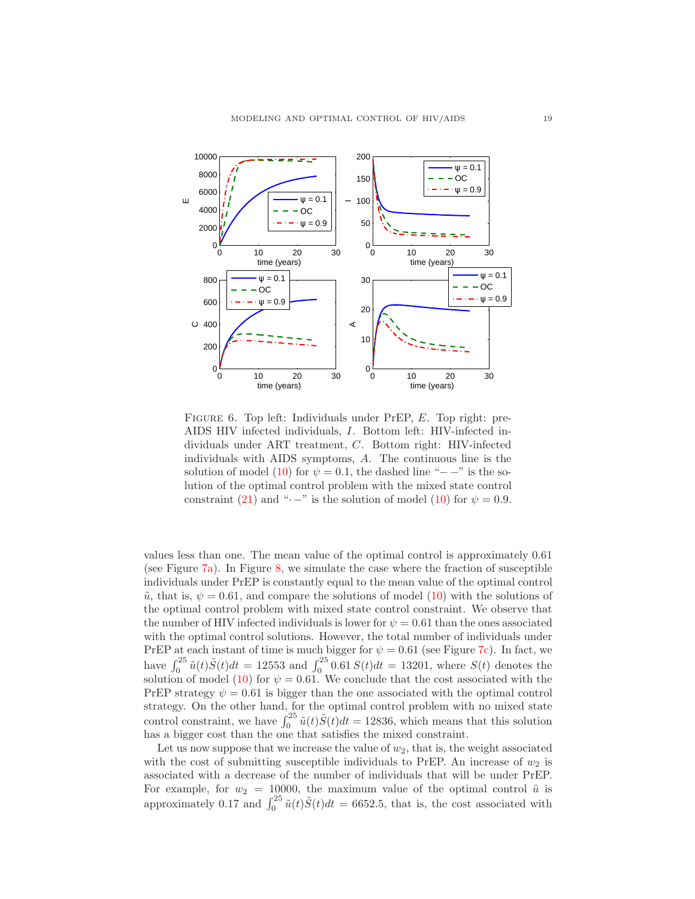FIGURE 6. Top left: Individuals under PrEP, $E$. Top right: pre-AIDS HIV infected individuals, $I$. Bottom left: HIV-infected individuals under ART treatment, $C$. Bottom right: HIV-infected individuals with AIDS symptoms, $A$. The continuous line is the solution of model (10) for $\psi = 0.1$, the dashed line "$- -$" is the solution of the optimal control problem with the mixed state control constraint (21) and "$\cdot -$" is the solution of model (10) for $\psi = 0.9$.

values less than one. The mean value of the optimal control is approximately 0.61 (see Figure 7a). In Figure 8, we simulate the case where the fraction of susceptible individuals under PrEP is constantly equal to the mean value of the optimal control $\tilde{u}$, that is, $\psi = 0.61$, and compare the solutions of model (10) with the solutions of the optimal control problem with mixed state control constraint. We observe that the number of HIV infected individuals is lower for $\psi = 0.61$ than the ones associated with the optimal control solutions. However, the total number of individuals under PrEP at each instant of time is much bigger for $\psi = 0.61$ (see Figure 7c). In fact, we have $\int_0^{25} \tilde{u}(t)\tilde{S}(t)dt = 12553$ and $\int_0^{25} 0.61\, S(t)dt = 13201$, where $S(t)$ denotes the solution of model (10) for $\psi = 0.61$. We conclude that the cost associated with the PrEP strategy $\psi = 0.61$ is bigger than the one associated with the optimal control strategy. On the other hand, for the optimal control problem with no mixed state control constraint, we have $\int_0^{25} \tilde{u}(t)\tilde{S}(t)dt = 12836$, which means that this solution has a bigger cost than the one that satisfies the mixed constraint.

Let us now suppose that we increase the value of $w_2$, that is, the weight associated with the cost of submitting susceptible individuals to PrEP. An increase of $w_2$ is associated with a decrease of the number of individuals that will be under PrEP. For example, for $w_2 = 10000$, the maximum value of the optimal control $\tilde{u}$ is approximately 0.17 and $\int_0^{25} \tilde{u}(t)\tilde{S}(t)dt = 6652.5$, that is, the cost associated with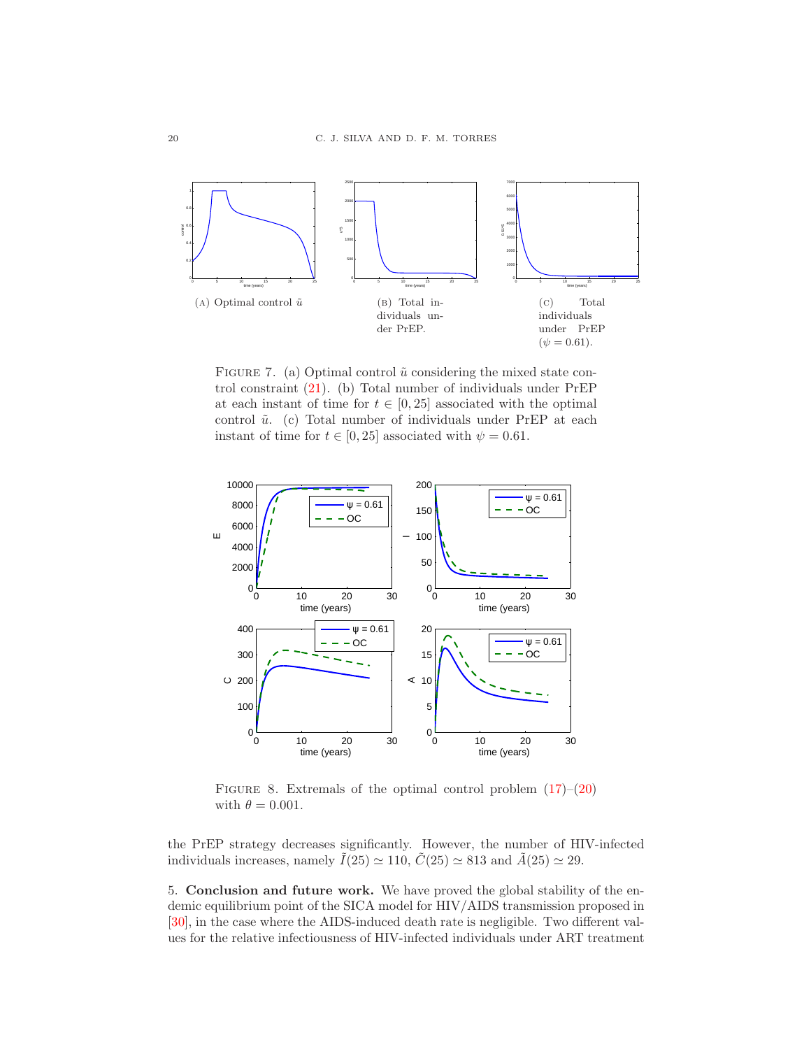(A) Optimal control $\tilde{u}$

(B) Total individuals under PrEP.

(C) Total individuals under PrEP ($\psi = 0.61$).

FIGURE 7. (a) Optimal control $\tilde{u}$ considering the mixed state control constraint (21). (b) Total number of individuals under PrEP at each instant of time for $t \in [0, 25]$ associated with the optimal control $\tilde{u}$. (c) Total number of individuals under PrEP at each instant of time for $t \in [0, 25]$ associated with $\psi = 0.61$.

FIGURE 8. Extremals of the optimal control problem (17)–(20) with $\theta = 0.001$.

the PrEP strategy decreases significantly. However, the number of HIV-infected individuals increases, namely $\tilde{I}(25) \simeq 110$, $\tilde{C}(25) \simeq 813$ and $\tilde{A}(25) \simeq 29$.

## 5. Conclusion and future work.

We have proved the global stability of the endemic equilibrium point of the SICA model for HIV/AIDS transmission proposed in [30], in the case where the AIDS-induced death rate is negligible. Two different values for the relative infectiousness of HIV-infected individuals under ART treatment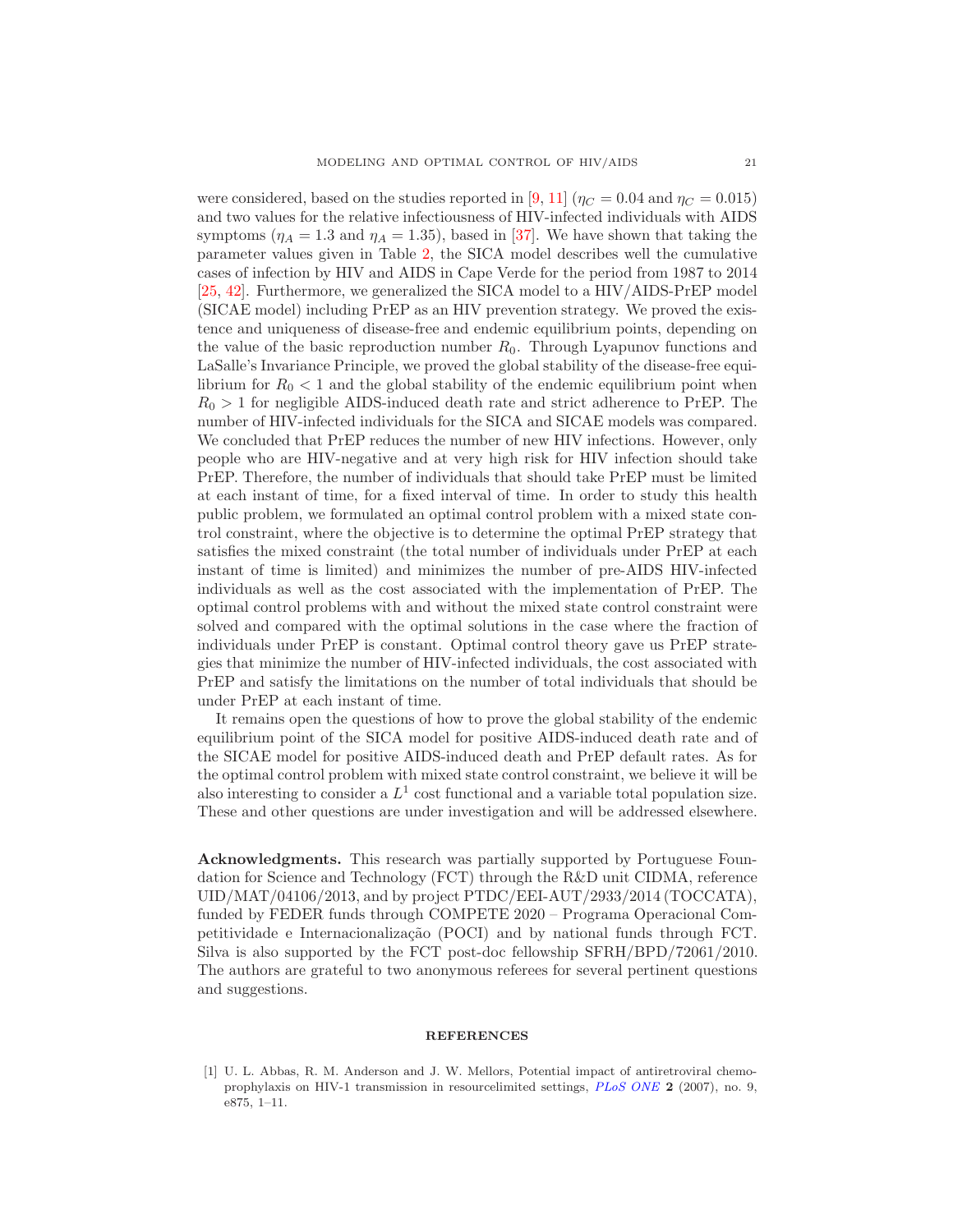were considered, based on the studies reported in [9, 11] ($\eta_C = 0.04$ and $\eta_C = 0.015$) and two values for the relative infectiousness of HIV-infected individuals with AIDS symptoms ($\eta_A = 1.3$ and $\eta_A = 1.35$), based in [37]. We have shown that taking the parameter values given in Table 2, the SICA model describes well the cumulative cases of infection by HIV and AIDS in Cape Verde for the period from 1987 to 2014 [25, 42]. Furthermore, we generalized the SICA model to a HIV/AIDS-PrEP model (SICAE model) including PrEP as an HIV prevention strategy. We proved the existence and uniqueness of disease-free and endemic equilibrium points, depending on the value of the basic reproduction number $R_0$. Through Lyapunov functions and LaSalle's Invariance Principle, we proved the global stability of the disease-free equilibrium for $R_0 < 1$ and the global stability of the endemic equilibrium point when $R_0 > 1$ for negligible AIDS-induced death rate and strict adherence to PrEP. The number of HIV-infected individuals for the SICA and SICAE models was compared. We concluded that PrEP reduces the number of new HIV infections. However, only people who are HIV-negative and at very high risk for HIV infection should take PrEP. Therefore, the number of individuals that should take PrEP must be limited at each instant of time, for a fixed interval of time. In order to study this health public problem, we formulated an optimal control problem with a mixed state control constraint, where the objective is to determine the optimal PrEP strategy that satisfies the mixed constraint (the total number of individuals under PrEP at each instant of time is limited) and minimizes the number of pre-AIDS HIV-infected individuals as well as the cost associated with the implementation of PrEP. The optimal control problems with and without the mixed state control constraint were solved and compared with the optimal solutions in the case where the fraction of individuals under PrEP is constant. Optimal control theory gave us PrEP strategies that minimize the number of HIV-infected individuals, the cost associated with PrEP and satisfy the limitations on the number of total individuals that should be under PrEP at each instant of time.

It remains open the questions of how to prove the global stability of the endemic equilibrium point of the SICA model for positive AIDS-induced death rate and of the SICAE model for positive AIDS-induced death and PrEP default rates. As for the optimal control problem with mixed state control constraint, we believe it will be also interesting to consider a $L^1$ cost functional and a variable total population size. These and other questions are under investigation and will be addressed elsewhere.

**Acknowledgments.** This research was partially supported by Portuguese Foundation for Science and Technology (FCT) through the R&D unit CIDMA, reference UID/MAT/04106/2013, and by project PTDC/EEI-AUT/2933/2014 (TOCCATA), funded by FEDER funds through COMPETE 2020 – Programa Operacional Competitividade e Internacionalização (POCI) and by national funds through FCT. Silva is also supported by the FCT post-doc fellowship SFRH/BPD/72061/2010. The authors are grateful to two anonymous referees for several pertinent questions and suggestions.

## REFERENCES

[1] U. L. Abbas, R. M. Anderson and J. W. Mellors, Potential impact of antiretroviral chemoprophylaxis on HIV-1 transmission in resourcelimited settings, *PLoS ONE* **2** (2007), no. 9, e875, 1–11.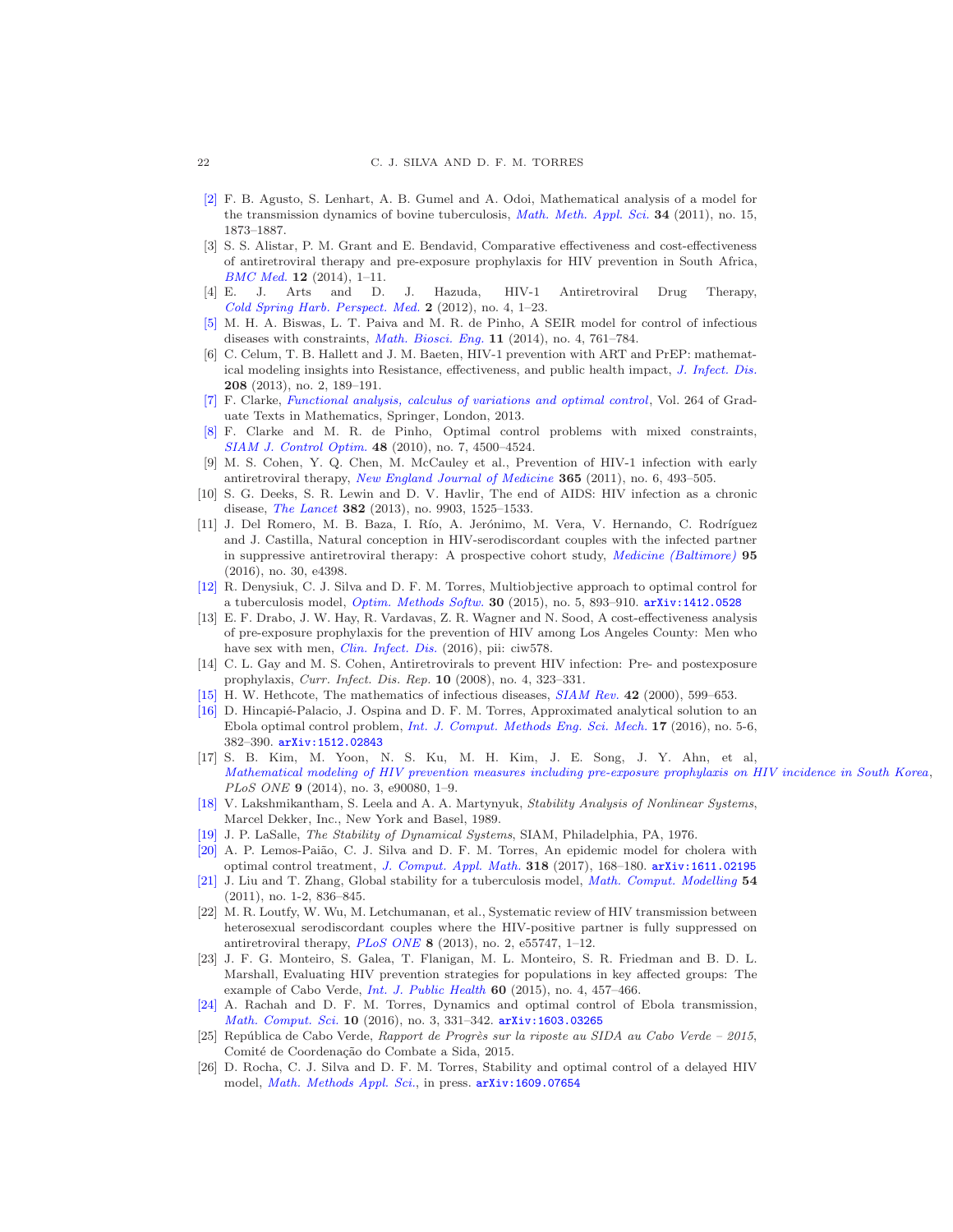[2] F. B. Agusto, S. Lenhart, A. B. Gumel and A. Odoi, Mathematical analysis of a model for the transmission dynamics of bovine tuberculosis, *Math. Meth. Appl. Sci.* **34** (2011), no. 15, 1873–1887.

[3] S. S. Alistar, P. M. Grant and E. Bendavid, Comparative effectiveness and cost-effectiveness of antiretroviral therapy and pre-exposure prophylaxis for HIV prevention in South Africa, *BMC Med.* **12** (2014), 1–11.

[4] E. J. Arts and D. J. Hazuda, HIV-1 Antiretroviral Drug Therapy, *Cold Spring Harb. Perspect. Med.* **2** (2012), no. 4, 1–23.

[5] M. H. A. Biswas, L. T. Paiva and M. R. de Pinho, A SEIR model for control of infectious diseases with constraints, *Math. Biosci. Eng.* **11** (2014), no. 4, 761–784.

[6] C. Celum, T. B. Hallett and J. M. Baeten, HIV-1 prevention with ART and PrEP: mathematical modeling insights into Resistance, effectiveness, and public health impact, *J. Infect. Dis.* **208** (2013), no. 2, 189–191.

[7] F. Clarke, *Functional analysis, calculus of variations and optimal control*, Vol. 264 of Graduate Texts in Mathematics, Springer, London, 2013.

[8] F. Clarke and M. R. de Pinho, Optimal control problems with mixed constraints, *SIAM J. Control Optim.* **48** (2010), no. 7, 4500–4524.

[9] M. S. Cohen, Y. Q. Chen, M. McCauley et al., Prevention of HIV-1 infection with early antiretroviral therapy, *New England Journal of Medicine* **365** (2011), no. 6, 493–505.

[10] S. G. Deeks, S. R. Lewin and D. V. Havlir, The end of AIDS: HIV infection as a chronic disease, *The Lancet* **382** (2013), no. 9903, 1525–1533.

[11] J. Del Romero, M. B. Baza, I. Río, A. Jerónimo, M. Vera, V. Hernando, C. Rodríguez and J. Castilla, Natural conception in HIV-serodiscordant couples with the infected partner in suppressive antiretroviral therapy: A prospective cohort study, *Medicine (Baltimore)* **95** (2016), no. 30, e4398.

[12] R. Denysiuk, C. J. Silva and D. F. M. Torres, Multiobjective approach to optimal control for a tuberculosis model, *Optim. Methods Softw.* **30** (2015), no. 5, 893–910. arXiv:1412.0528

[13] E. F. Drabo, J. W. Hay, R. Vardavas, Z. R. Wagner and N. Sood, A cost-effectiveness analysis of pre-exposure prophylaxis for the prevention of HIV among Los Angeles County: Men who have sex with men, *Clin. Infect. Dis.* (2016), pii: ciw578.

[14] C. L. Gay and M. S. Cohen, Antiretrovirals to prevent HIV infection: Pre- and postexposure prophylaxis, *Curr. Infect. Dis. Rep.* **10** (2008), no. 4, 323–331.

[15] H. W. Hethcote, The mathematics of infectious diseases, *SIAM Rev.* **42** (2000), 599–653.

[16] D. Hincapié-Palacio, J. Ospina and D. F. M. Torres, Approximated analytical solution to an Ebola optimal control problem, *Int. J. Comput. Methods Eng. Sci. Mech.* **17** (2016), no. 5-6, 382–390. arXiv:1512.02843

[17] S. B. Kim, M. Yoon, N. S. Ku, M. H. Kim, J. E. Song, J. Y. Ahn, et al, *Mathematical modeling of HIV prevention measures including pre-exposure prophylaxis on HIV incidence in South Korea*, *PLoS ONE* **9** (2014), no. 3, e90080, 1–9.

[18] V. Lakshmikantham, S. Leela and A. A. Martynyuk, *Stability Analysis of Nonlinear Systems*, Marcel Dekker, Inc., New York and Basel, 1989.

[19] J. P. LaSalle, *The Stability of Dynamical Systems*, SIAM, Philadelphia, PA, 1976.

[20] A. P. Lemos-Paião, C. J. Silva and D. F. M. Torres, An epidemic model for cholera with optimal control treatment, *J. Comput. Appl. Math.* **318** (2017), 168–180. arXiv:1611.02195

[21] J. Liu and T. Zhang, Global stability for a tuberculosis model, *Math. Comput. Modelling* **54** (2011), no. 1-2, 836–845.

[22] M. R. Loutfy, W. Wu, M. Letchumanan, et al., Systematic review of HIV transmission between heterosexual serodiscordant couples where the HIV-positive partner is fully suppressed on antiretroviral therapy, *PLoS ONE* **8** (2013), no. 2, e55747, 1–12.

[23] J. F. G. Monteiro, S. Galea, T. Flanigan, M. L. Monteiro, S. R. Friedman and B. D. L. Marshall, Evaluating HIV prevention strategies for populations in key affected groups: The example of Cabo Verde, *Int. J. Public Health* **60** (2015), no. 4, 457–466.

[24] A. Rachah and D. F. M. Torres, Dynamics and optimal control of Ebola transmission, *Math. Comput. Sci.* **10** (2016), no. 3, 331–342. arXiv:1603.03265

[25] República de Cabo Verde, *Rapport de Progrès sur la riposte au SIDA au Cabo Verde – 2015*, Comité de Coordenação do Combate a Sida, 2015.

[26] D. Rocha, C. J. Silva and D. F. M. Torres, Stability and optimal control of a delayed HIV model, *Math. Methods Appl. Sci.*, in press. arXiv:1609.07654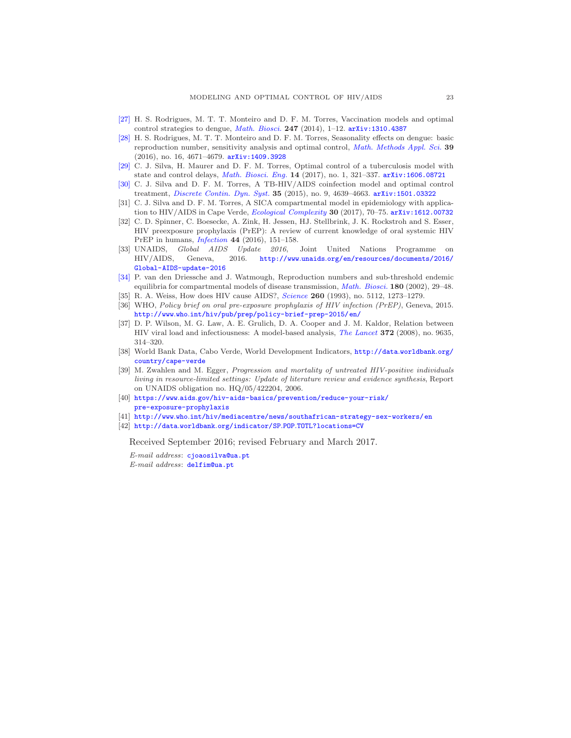[27] H. S. Rodrigues, M. T. T. Monteiro and D. F. M. Torres, Vaccination models and optimal control strategies to dengue, *Math. Biosci.* **247** (2014), 1–12. arXiv:1310.4387

[28] H. S. Rodrigues, M. T. T. Monteiro and D. F. M. Torres, Seasonality effects on dengue: basic reproduction number, sensitivity analysis and optimal control, *Math. Methods Appl. Sci.* **39** (2016), no. 16, 4671–4679. arXiv:1409.3928

[29] C. J. Silva, H. Maurer and D. F. M. Torres, Optimal control of a tuberculosis model with state and control delays, *Math. Biosci. Eng.* **14** (2017), no. 1, 321–337. arXiv:1606.08721

[30] C. J. Silva and D. F. M. Torres, A TB-HIV/AIDS coinfection model and optimal control treatment, *Discrete Contin. Dyn. Syst.* **35** (2015), no. 9, 4639–4663. arXiv:1501.03322

[31] C. J. Silva and D. F. M. Torres, A SICA compartmental model in epidemiology with application to HIV/AIDS in Cape Verde, *Ecological Complexity* **30** (2017), 70–75. arXiv:1612.00732

[32] C. D. Spinner, C. Boesecke, A. Zink, H. Jessen, HJ. Stellbrink, J. K. Rockstroh and S. Esser, HIV preexposure prophylaxis (PrEP): A review of current knowledge of oral systemic HIV PrEP in humans, *Infection* **44** (2016), 151–158.

[33] UNAIDS, *Global AIDS Update 2016*, Joint United Nations Programme on HIV/AIDS, Geneva, 2016. http://www.unaids.org/en/resources/documents/2016/Global-AIDS-update-2016

[34] P. van den Driessche and J. Watmough, Reproduction numbers and sub-threshold endemic equilibria for compartmental models of disease transmission, *Math. Biosci.* **180** (2002), 29–48.

[35] R. A. Weiss, How does HIV cause AIDS?, *Science* **260** (1993), no. 5112, 1273–1279.

[36] WHO, *Policy brief on oral pre-exposure prophylaxis of HIV infection (PrEP)*, Geneva, 2015. http://www.who.int/hiv/pub/prep/policy-brief-prep-2015/en/

[37] D. P. Wilson, M. G. Law, A. E. Grulich, D. A. Cooper and J. M. Kaldor, Relation between HIV viral load and infectiousness: A model-based analysis, *The Lancet* **372** (2008), no. 9635, 314–320.

[38] World Bank Data, Cabo Verde, World Development Indicators, http://data.worldbank.org/country/cape-verde

[39] M. Zwahlen and M. Egger, *Progression and mortality of untreated HIV-positive individuals living in resource-limited settings: Update of literature review and evidence synthesis*, Report on UNAIDS obligation no. HQ/05/422204, 2006.

[40] https://www.aids.gov/hiv-aids-basics/prevention/reduce-your-risk/pre-exposure-prophylaxis

[41] http://www.who.int/hiv/mediacentre/news/southafrican-strategy-sex-workers/en

[42] http://data.worldbank.org/indicator/SP.POP.TOTL?locations=CV

Received September 2016; revised February and March 2017.

*E-mail address*: cjoaosilva@ua.pt

*E-mail address*: delfim@ua.pt